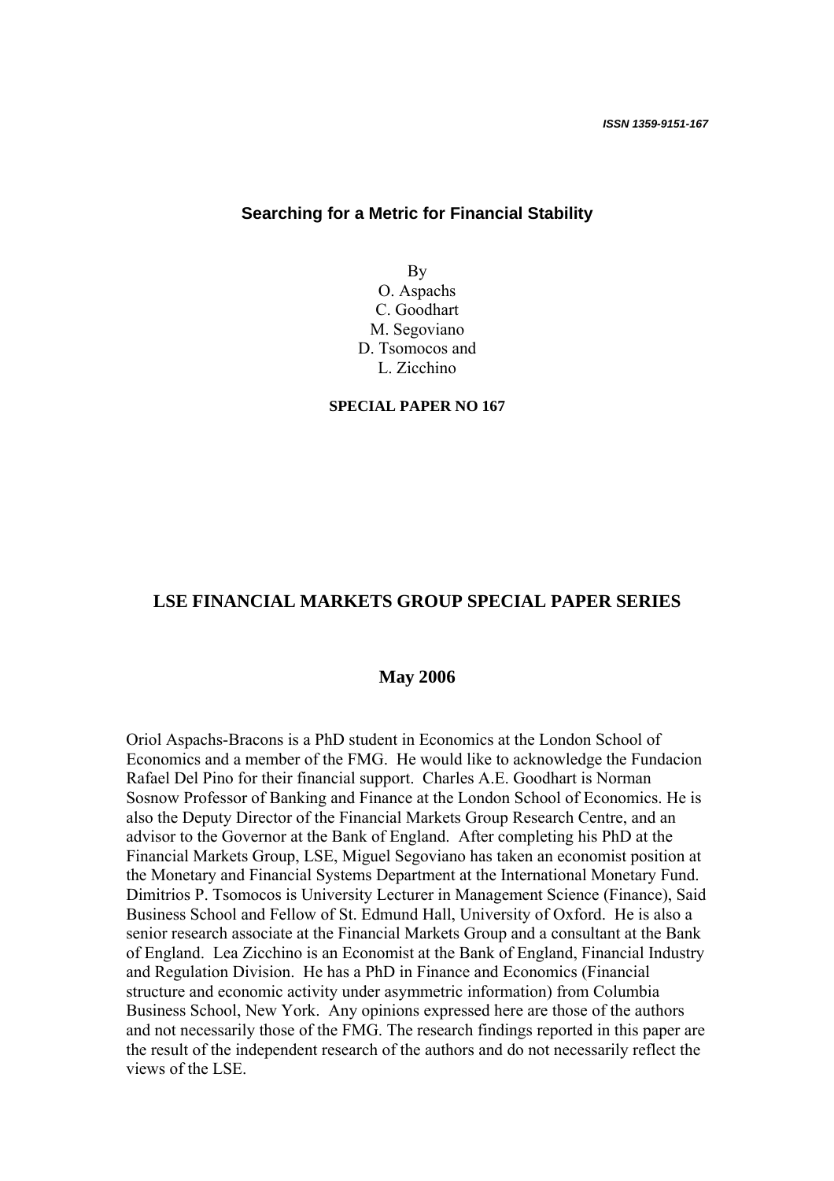*ISSN 1359-9151-167*

# Searching for a Metric for Financial Stability

By
O. Aspachs
C. Goodhart
M. Segoviano
D. Tsomocos and
L. Zicchino

**SPECIAL PAPER NO 167**

## LSE FINANCIAL MARKETS GROUP SPECIAL PAPER SERIES

**May 2006**

Oriol Aspachs-Bracons is a PhD student in Economics at the London School of Economics and a member of the FMG. He would like to acknowledge the Fundacion Rafael Del Pino for their financial support. Charles A.E. Goodhart is Norman Sosnow Professor of Banking and Finance at the London School of Economics. He is also the Deputy Director of the Financial Markets Group Research Centre, and an advisor to the Governor at the Bank of England. After completing his PhD at the Financial Markets Group, LSE, Miguel Segoviano has taken an economist position at the Monetary and Financial Systems Department at the International Monetary Fund. Dimitrios P. Tsomocos is University Lecturer in Management Science (Finance), Said Business School and Fellow of St. Edmund Hall, University of Oxford. He is also a senior research associate at the Financial Markets Group and a consultant at the Bank of England. Lea Zicchino is an Economist at the Bank of England, Financial Industry and Regulation Division. He has a PhD in Finance and Economics (Financial structure and economic activity under asymmetric information) from Columbia Business School, New York. Any opinions expressed here are those of the authors and not necessarily those of the FMG. The research findings reported in this paper are the result of the independent research of the authors and do not necessarily reflect the views of the LSE.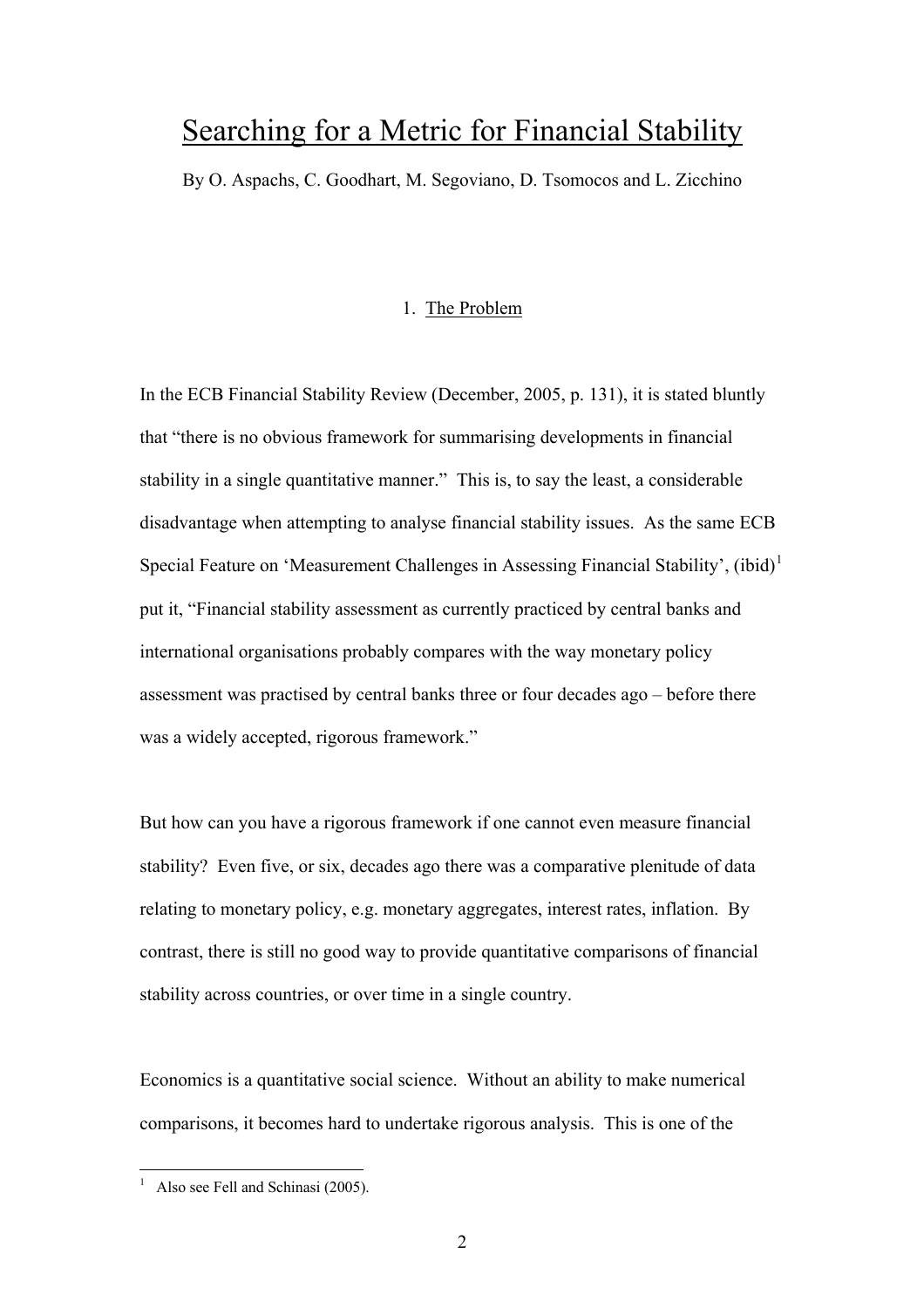# Searching for a Metric for Financial Stability

By O. Aspachs, C. Goodhart, M. Segoviano, D. Tsomocos and L. Zicchino

## 1. The Problem

In the ECB Financial Stability Review (December, 2005, p. 131), it is stated bluntly that "there is no obvious framework for summarising developments in financial stability in a single quantitative manner." This is, to say the least, a considerable disadvantage when attempting to analyse financial stability issues. As the same ECB Special Feature on 'Measurement Challenges in Assessing Financial Stability', (ibid)[1] put it, "Financial stability assessment as currently practiced by central banks and international organisations probably compares with the way monetary policy assessment was practised by central banks three or four decades ago – before there was a widely accepted, rigorous framework."

But how can you have a rigorous framework if one cannot even measure financial stability? Even five, or six, decades ago there was a comparative plenitude of data relating to monetary policy, e.g. monetary aggregates, interest rates, inflation. By contrast, there is still no good way to provide quantitative comparisons of financial stability across countries, or over time in a single country.

Economics is a quantitative social science. Without an ability to make numerical comparisons, it becomes hard to undertake rigorous analysis. This is one of the

[1] Also see Fell and Schinasi (2005).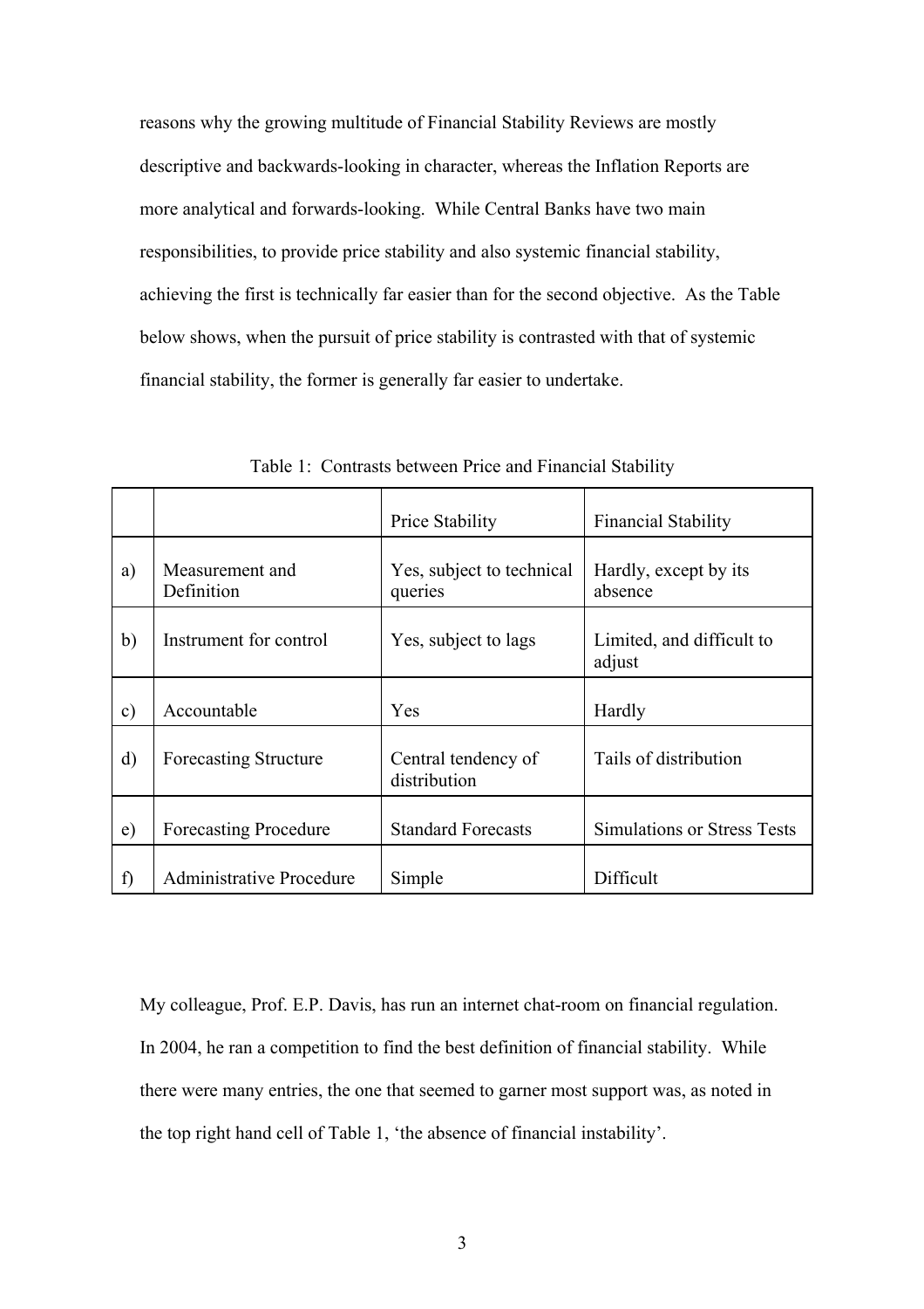reasons why the growing multitude of Financial Stability Reviews are mostly descriptive and backwards-looking in character, whereas the Inflation Reports are more analytical and forwards-looking. While Central Banks have two main responsibilities, to provide price stability and also systemic financial stability, achieving the first is technically far easier than for the second objective. As the Table below shows, when the pursuit of price stability is contrasted with that of systemic financial stability, the former is generally far easier to undertake.

Table 1: Contrasts between Price and Financial Stability

| | | Price Stability | Financial Stability |
|---|---|---|---|
| a) | Measurement and Definition | Yes, subject to technical queries | Hardly, except by its absence |
| b) | Instrument for control | Yes, subject to lags | Limited, and difficult to adjust |
| c) | Accountable | Yes | Hardly |
| d) | Forecasting Structure | Central tendency of distribution | Tails of distribution |
| e) | Forecasting Procedure | Standard Forecasts | Simulations or Stress Tests |
| f) | Administrative Procedure | Simple | Difficult |

My colleague, Prof. E.P. Davis, has run an internet chat-room on financial regulation. In 2004, he ran a competition to find the best definition of financial stability. While there were many entries, the one that seemed to garner most support was, as noted in the top right hand cell of Table 1, 'the absence of financial instability'.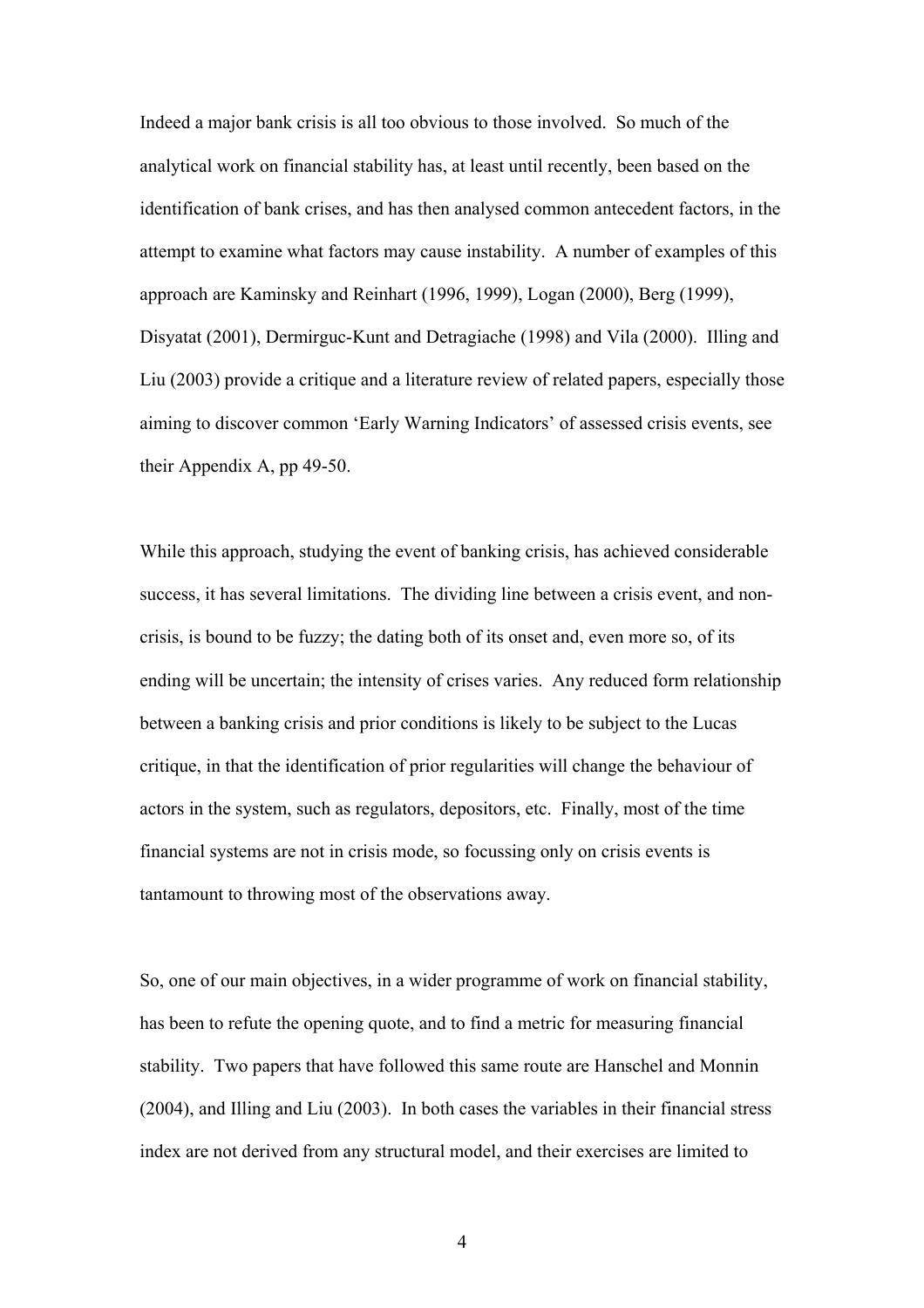Indeed a major bank crisis is all too obvious to those involved. So much of the analytical work on financial stability has, at least until recently, been based on the identification of bank crises, and has then analysed common antecedent factors, in the attempt to examine what factors may cause instability. A number of examples of this approach are Kaminsky and Reinhart (1996, 1999), Logan (2000), Berg (1999), Disyatat (2001), Dermirguc-Kunt and Detragiache (1998) and Vila (2000). Illing and Liu (2003) provide a critique and a literature review of related papers, especially those aiming to discover common 'Early Warning Indicators' of assessed crisis events, see their Appendix A, pp 49-50.

While this approach, studying the event of banking crisis, has achieved considerable success, it has several limitations. The dividing line between a crisis event, and non-crisis, is bound to be fuzzy; the dating both of its onset and, even more so, of its ending will be uncertain; the intensity of crises varies. Any reduced form relationship between a banking crisis and prior conditions is likely to be subject to the Lucas critique, in that the identification of prior regularities will change the behaviour of actors in the system, such as regulators, depositors, etc. Finally, most of the time financial systems are not in crisis mode, so focussing only on crisis events is tantamount to throwing most of the observations away.

So, one of our main objectives, in a wider programme of work on financial stability, has been to refute the opening quote, and to find a metric for measuring financial stability. Two papers that have followed this same route are Hanschel and Monnin (2004), and Illing and Liu (2003). In both cases the variables in their financial stress index are not derived from any structural model, and their exercises are limited to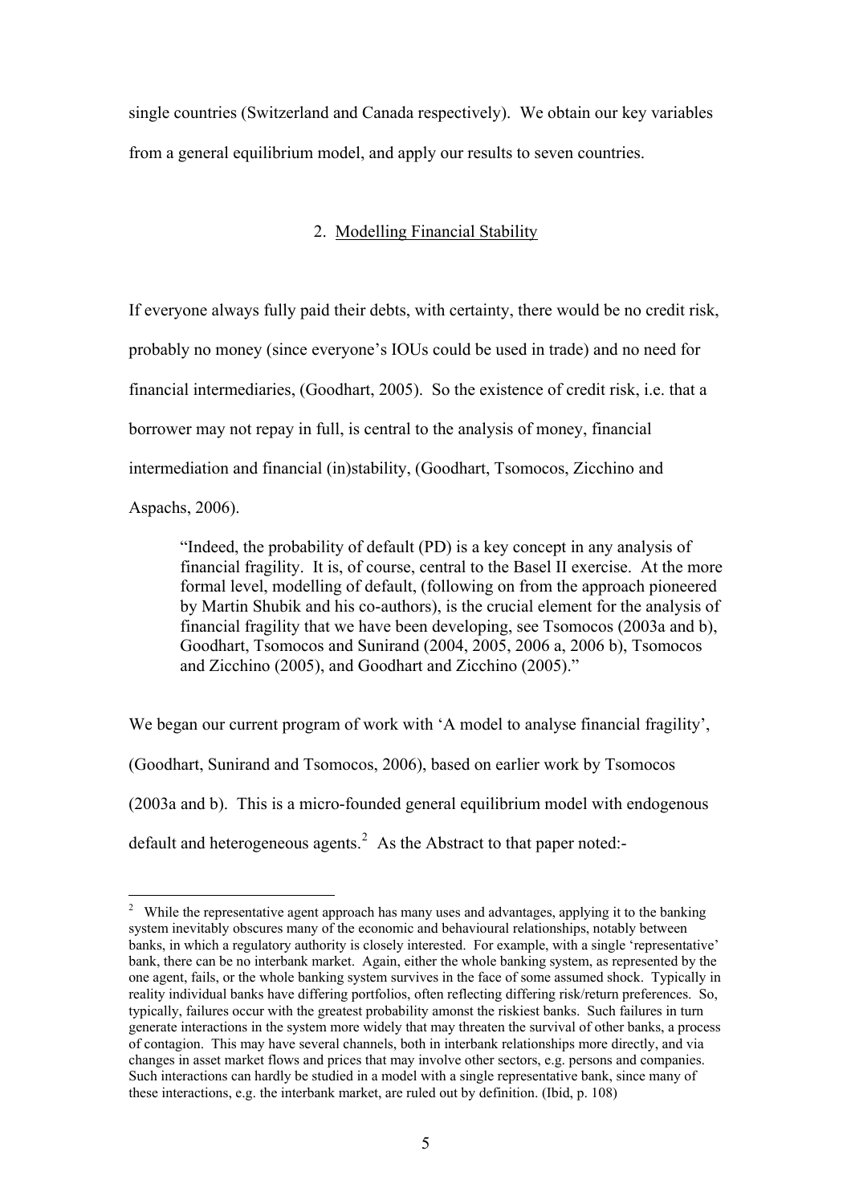single countries (Switzerland and Canada respectively). We obtain our key variables from a general equilibrium model, and apply our results to seven countries.

## 2. Modelling Financial Stability

If everyone always fully paid their debts, with certainty, there would be no credit risk, probably no money (since everyone's IOUs could be used in trade) and no need for financial intermediaries, (Goodhart, 2005). So the existence of credit risk, i.e. that a borrower may not repay in full, is central to the analysis of money, financial intermediation and financial (in)stability, (Goodhart, Tsomocos, Zicchino and Aspachs, 2006).

> "Indeed, the probability of default (PD) is a key concept in any analysis of financial fragility. It is, of course, central to the Basel II exercise. At the more formal level, modelling of default, (following on from the approach pioneered by Martin Shubik and his co-authors), is the crucial element for the analysis of financial fragility that we have been developing, see Tsomocos (2003a and b), Goodhart, Tsomocos and Sunirand (2004, 2005, 2006 a, 2006 b), Tsomocos and Zicchino (2005), and Goodhart and Zicchino (2005)."

We began our current program of work with 'A model to analyse financial fragility', (Goodhart, Sunirand and Tsomocos, 2006), based on earlier work by Tsomocos (2003a and b). This is a micro-founded general equilibrium model with endogenous default and heterogeneous agents.[2] As the Abstract to that paper noted:-

[2] While the representative agent approach has many uses and advantages, applying it to the banking system inevitably obscures many of the economic and behavioural relationships, notably between banks, in which a regulatory authority is closely interested. For example, with a single 'representative' bank, there can be no interbank market. Again, either the whole banking system, as represented by the one agent, fails, or the whole banking system survives in the face of some assumed shock. Typically in reality individual banks have differing portfolios, often reflecting differing risk/return preferences. So, typically, failures occur with the greatest probability amonst the riskiest banks. Such failures in turn generate interactions in the system more widely that may threaten the survival of other banks, a process of contagion. This may have several channels, both in interbank relationships more directly, and via changes in asset market flows and prices that may involve other sectors, e.g. persons and companies. Such interactions can hardly be studied in a model with a single representative bank, since many of these interactions, e.g. the interbank market, are ruled out by definition. (Ibid, p. 108)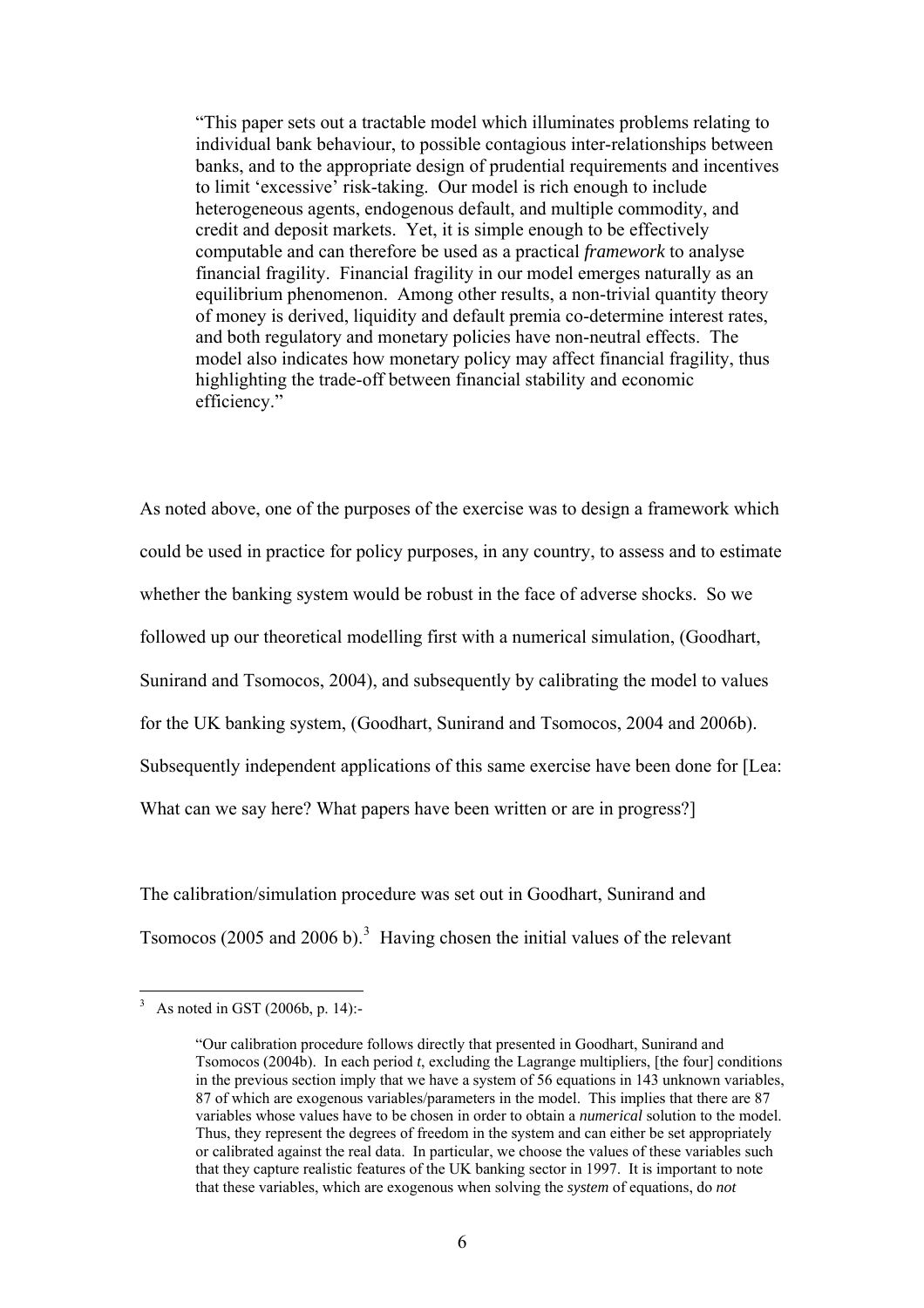> "This paper sets out a tractable model which illuminates problems relating to individual bank behaviour, to possible contagious inter-relationships between banks, and to the appropriate design of prudential requirements and incentives to limit 'excessive' risk-taking. Our model is rich enough to include heterogeneous agents, endogenous default, and multiple commodity, and credit and deposit markets. Yet, it is simple enough to be effectively computable and can therefore be used as a practical ***framework*** to analyse financial fragility. Financial fragility in our model emerges naturally as an equilibrium phenomenon. Among other results, a non-trivial quantity theory of money is derived, liquidity and default premia co-determine interest rates, and both regulatory and monetary policies have non-neutral effects. The model also indicates how monetary policy may affect financial fragility, thus highlighting the trade-off between financial stability and economic efficiency."

As noted above, one of the purposes of the exercise was to design a framework which could be used in practice for policy purposes, in any country, to assess and to estimate whether the banking system would be robust in the face of adverse shocks. So we followed up our theoretical modelling first with a numerical simulation, (Goodhart, Sunirand and Tsomocos, 2004), and subsequently by calibrating the model to values for the UK banking system, (Goodhart, Sunirand and Tsomocos, 2004 and 2006b). Subsequently independent applications of this same exercise have been done for [Lea: What can we say here? What papers have been written or are in progress?]

The calibration/simulation procedure was set out in Goodhart, Sunirand and Tsomocos (2005 and 2006 b).[3] Having chosen the initial values of the relevant

---

[3] As noted in GST (2006b, p. 14):-

> "Our calibration procedure follows directly that presented in Goodhart, Sunirand and Tsomocos (2004b). In each period *t*, excluding the Lagrange multipliers, [the four] conditions in the previous section imply that we have a system of 56 equations in 143 unknown variables, 87 of which are exogenous variables/parameters in the model. This implies that there are 87 variables whose values have to be chosen in order to obtain a *numerical* solution to the model. Thus, they represent the degrees of freedom in the system and can either be set appropriately or calibrated against the real data. In particular, we choose the values of these variables such that they capture realistic features of the UK banking sector in 1997. It is important to note that these variables, which are exogenous when solving the *system* of equations, do *not*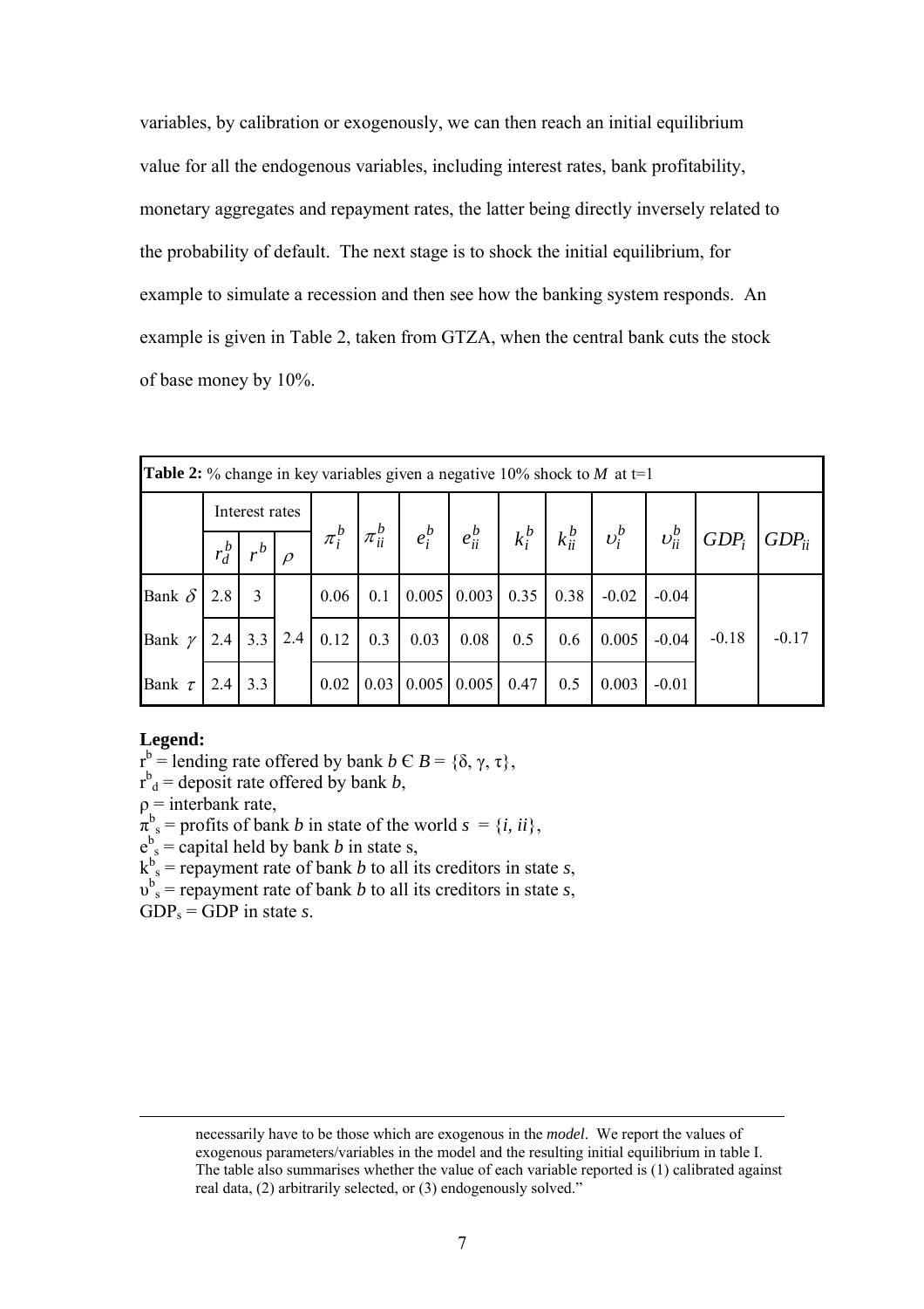variables, by calibration or exogenously, we can then reach an initial equilibrium value for all the endogenous variables, including interest rates, bank profitability, monetary aggregates and repayment rates, the latter being directly inversely related to the probability of default. The next stage is to shock the initial equilibrium, for example to simulate a recession and then see how the banking system responds. An example is given in Table 2, taken from GTZA, when the central bank cuts the stock of base money by 10%.

**Table 2:** % change in key variables given a negative 10% shock to $M$ at t=1

| | Interest rates | | | $\pi_i^b$ | $\pi_{ii}^b$ | $e_i^b$ | $e_{ii}^b$ | $k_i^b$ | $k_{ii}^b$ | $\upsilon_i^b$ | $\upsilon_{ii}^b$ | $GDP_i$ | $GDP_{ii}$ |
|---|---|---|---|---|---|---|---|---|---|---|---|---|---|
| | $r_d^b$ | $r^b$ | $\rho$ | | | | | | | | | | |
| Bank $\delta$ | 2.8 | 3 | 2.4 | 0.06 | 0.1 | 0.005 | 0.003 | 0.35 | 0.38 | -0.02 | -0.04 | -0.18 | -0.17 |
| Bank $\gamma$ | 2.4 | 3.3 | | 0.12 | 0.3 | 0.03 | 0.08 | 0.5 | 0.6 | 0.005 | -0.04 | | |
| Bank $\tau$ | 2.4 | 3.3 | | 0.02 | 0.03 | 0.005 | 0.005 | 0.47 | 0.5 | 0.003 | -0.01 | | |

**Legend:**

$r^b$ = lending rate offered by bank $b \in B = \{\delta, \gamma, \tau\}$,
$r^b_d$ = deposit rate offered by bank $b$,
$\rho$ = interbank rate,
$\pi^b_s$ = profits of bank $b$ in state of the world $s = \{i, ii\}$,
$e^b_s$ = capital held by bank $b$ in state s,
$k^b_s$ = repayment rate of bank $b$ to all its creditors in state $s$,
$\upsilon^b_s$ = repayment rate of bank $b$ to all its creditors in state $s$,
$GDP_s$ = GDP in state $s$.

necessarily have to be those which are exogenous in the *model*. We report the values of exogenous parameters/variables in the model and the resulting initial equilibrium in table I. The table also summarises whether the value of each variable reported is (1) calibrated against real data, (2) arbitrarily selected, or (3) endogenously solved."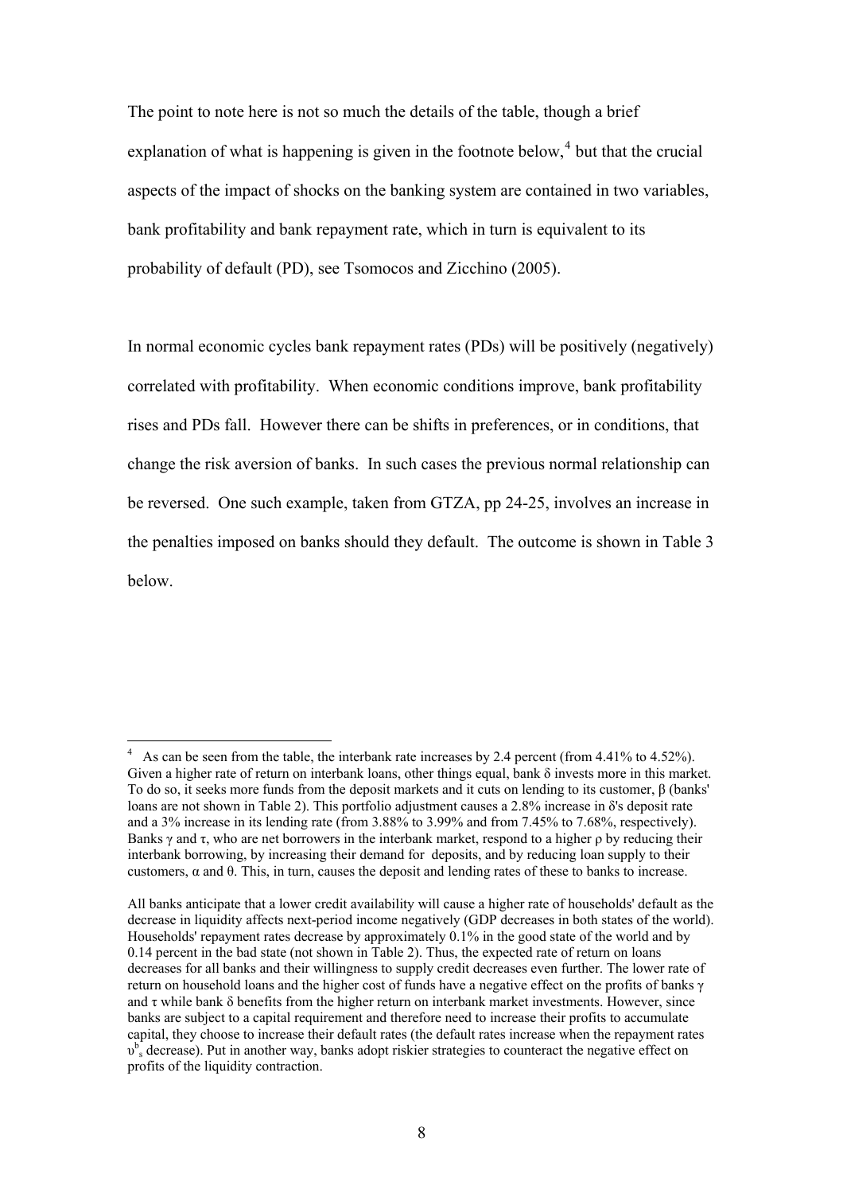The point to note here is not so much the details of the table, though a brief explanation of what is happening is given in the footnote below,[4] but that the crucial aspects of the impact of shocks on the banking system are contained in two variables, bank profitability and bank repayment rate, which in turn is equivalent to its probability of default (PD), see Tsomocos and Zicchino (2005).

In normal economic cycles bank repayment rates (PDs) will be positively (negatively) correlated with profitability. When economic conditions improve, bank profitability rises and PDs fall. However there can be shifts in preferences, or in conditions, that change the risk aversion of banks. In such cases the previous normal relationship can be reversed. One such example, taken from GTZA, pp 24-25, involves an increase in the penalties imposed on banks should they default. The outcome is shown in Table 3 below.

---

[4] As can be seen from the table, the interbank rate increases by 2.4 percent (from 4.41% to 4.52%). Given a higher rate of return on interbank loans, other things equal, bank $\delta$ invests more in this market. To do so, it seeks more funds from the deposit markets and it cuts on lending to its customer, $\beta$ (banks' loans are not shown in Table 2). This portfolio adjustment causes a 2.8% increase in $\delta$'s deposit rate and a 3% increase in its lending rate (from 3.88% to 3.99% and from 7.45% to 7.68%, respectively). Banks $\gamma$ and $\tau$, who are net borrowers in the interbank market, respond to a higher $\rho$ by reducing their interbank borrowing, by increasing their demand for deposits, and by reducing loan supply to their customers, $\alpha$ and $\theta$. This, in turn, causes the deposit and lending rates of these to banks to increase.

All banks anticipate that a lower credit availability will cause a higher rate of households' default as the decrease in liquidity affects next-period income negatively (GDP decreases in both states of the world). Households' repayment rates decrease by approximately 0.1% in the good state of the world and by 0.14 percent in the bad state (not shown in Table 2). Thus, the expected rate of return on loans decreases for all banks and their willingness to supply credit decreases even further. The lower rate of return on household loans and the higher cost of funds have a negative effect on the profits of banks $\gamma$ and $\tau$ while bank $\delta$ benefits from the higher return on interbank market investments. However, since banks are subject to a capital requirement and therefore need to increase their profits to accumulate capital, they choose to increase their default rates (the default rates increase when the repayment rates $\upsilon^b_s$ decrease). Put in another way, banks adopt riskier strategies to counteract the negative effect on profits of the liquidity contraction.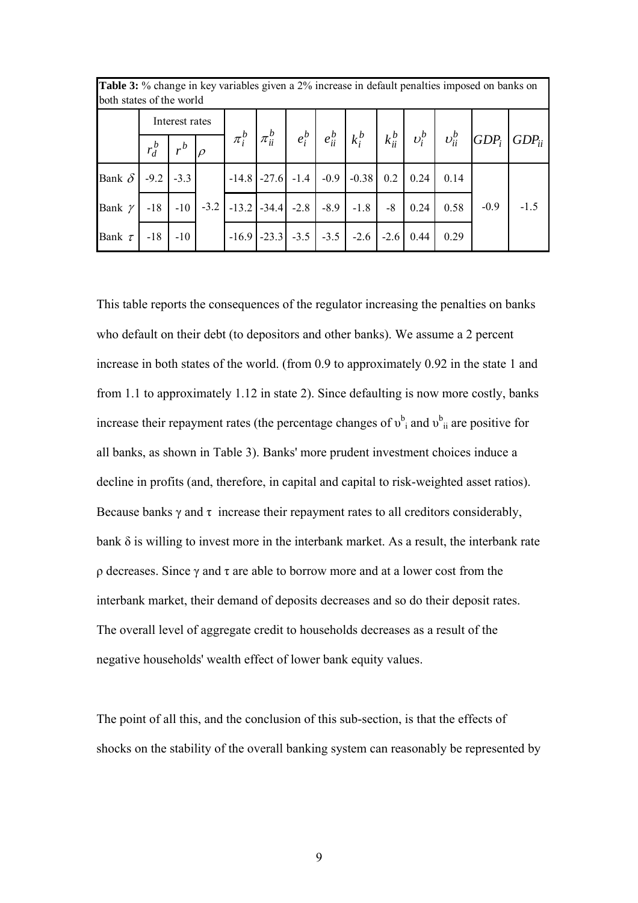**Table 3:** % change in key variables given a 2% increase in default penalties imposed on banks on both states of the world

| | Interest rates | | | $\pi_i^b$ | $\pi_{ii}^b$ | $e_i^b$ | $e_{ii}^b$ | $k_i^b$ | $k_{ii}^b$ | $\upsilon_i^b$ | $\upsilon_{ii}^b$ | $GDP_i$ | $GDP_{ii}$ |
|---|---|---|---|---|---|---|---|---|---|---|---|---|---|
| | $r_d^b$ | $r^b$ | $\rho$ | | | | | | | | | | |
| Bank $\delta$ | -9.2 | -3.3 | | -14.8 | -27.6 | -1.4 | -0.9 | -0.38 | 0.2 | 0.24 | 0.14 | | |
| Bank $\gamma$ | -18 | -10 | -3.2 | -13.2 | -34.4 | -2.8 | -8.9 | -1.8 | -8 | 0.24 | 0.58 | -0.9 | -1.5 |
| Bank $\tau$ | -18 | -10 | | -16.9 | -23.3 | -3.5 | -3.5 | -2.6 | -2.6 | 0.44 | 0.29 | | |

This table reports the consequences of the regulator increasing the penalties on banks who default on their debt (to depositors and other banks). We assume a 2 percent increase in both states of the world. (from 0.9 to approximately 0.92 in the state 1 and from 1.1 to approximately 1.12 in state 2). Since defaulting is now more costly, banks increase their repayment rates (the percentage changes of $\upsilon^b_i$ and $\upsilon^b_{ii}$ are positive for all banks, as shown in Table 3). Banks' more prudent investment choices induce a decline in profits (and, therefore, in capital and capital to risk-weighted asset ratios). Because banks $\gamma$ and $\tau$ increase their repayment rates to all creditors considerably, bank $\delta$ is willing to invest more in the interbank market. As a result, the interbank rate $\rho$ decreases. Since $\gamma$ and $\tau$ are able to borrow more and at a lower cost from the interbank market, their demand of deposits decreases and so do their deposit rates. The overall level of aggregate credit to households decreases as a result of the negative households' wealth effect of lower bank equity values.

The point of all this, and the conclusion of this sub-section, is that the effects of shocks on the stability of the overall banking system can reasonably be represented by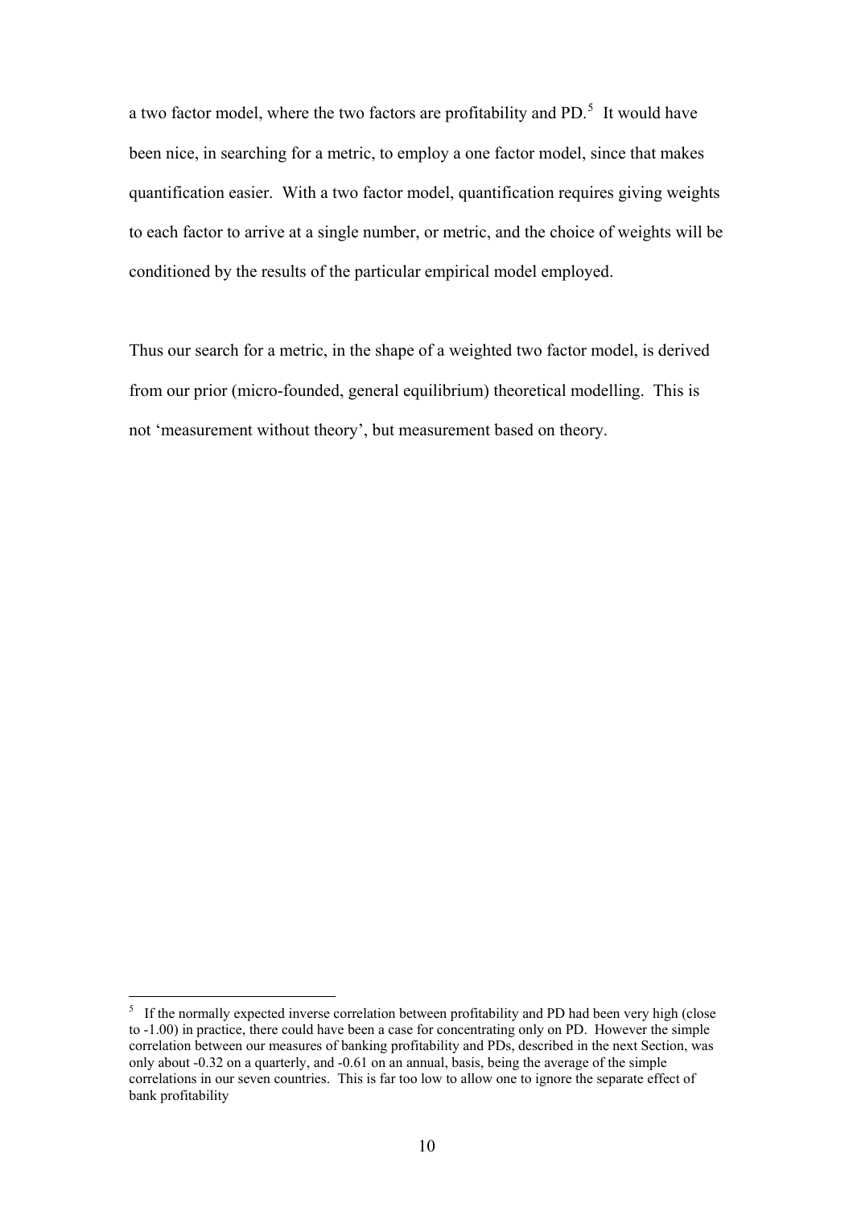a two factor model, where the two factors are profitability and PD.[5] It would have been nice, in searching for a metric, to employ a one factor model, since that makes quantification easier. With a two factor model, quantification requires giving weights to each factor to arrive at a single number, or metric, and the choice of weights will be conditioned by the results of the particular empirical model employed.

Thus our search for a metric, in the shape of a weighted two factor model, is derived from our prior (micro-founded, general equilibrium) theoretical modelling. This is not 'measurement without theory', but measurement based on theory.

---

[5] If the normally expected inverse correlation between profitability and PD had been very high (close to -1.00) in practice, there could have been a case for concentrating only on PD. However the simple correlation between our measures of banking profitability and PDs, described in the next Section, was only about -0.32 on a quarterly, and -0.61 on an annual, basis, being the average of the simple correlations in our seven countries. This is far too low to allow one to ignore the separate effect of bank profitability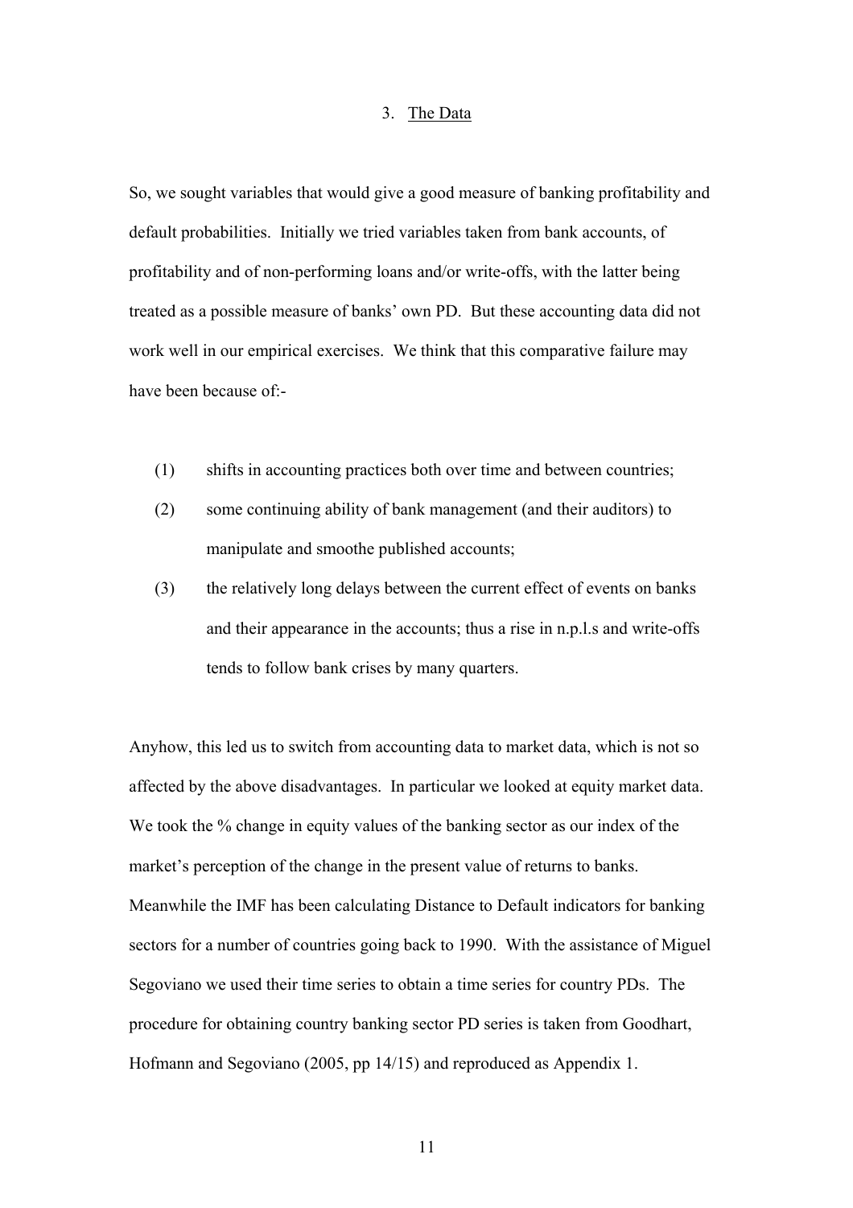## 3. The Data

So, we sought variables that would give a good measure of banking profitability and default probabilities. Initially we tried variables taken from bank accounts, of profitability and of non-performing loans and/or write-offs, with the latter being treated as a possible measure of banks' own PD. But these accounting data did not work well in our empirical exercises. We think that this comparative failure may have been because of:-

(1) shifts in accounting practices both over time and between countries;

(2) some continuing ability of bank management (and their auditors) to manipulate and smoothe published accounts;

(3) the relatively long delays between the current effect of events on banks and their appearance in the accounts; thus a rise in n.p.l.s and write-offs tends to follow bank crises by many quarters.

Anyhow, this led us to switch from accounting data to market data, which is not so affected by the above disadvantages. In particular we looked at equity market data. We took the % change in equity values of the banking sector as our index of the market's perception of the change in the present value of returns to banks. Meanwhile the IMF has been calculating Distance to Default indicators for banking sectors for a number of countries going back to 1990. With the assistance of Miguel Segoviano we used their time series to obtain a time series for country PDs. The procedure for obtaining country banking sector PD series is taken from Goodhart, Hofmann and Segoviano (2005, pp 14/15) and reproduced as Appendix 1.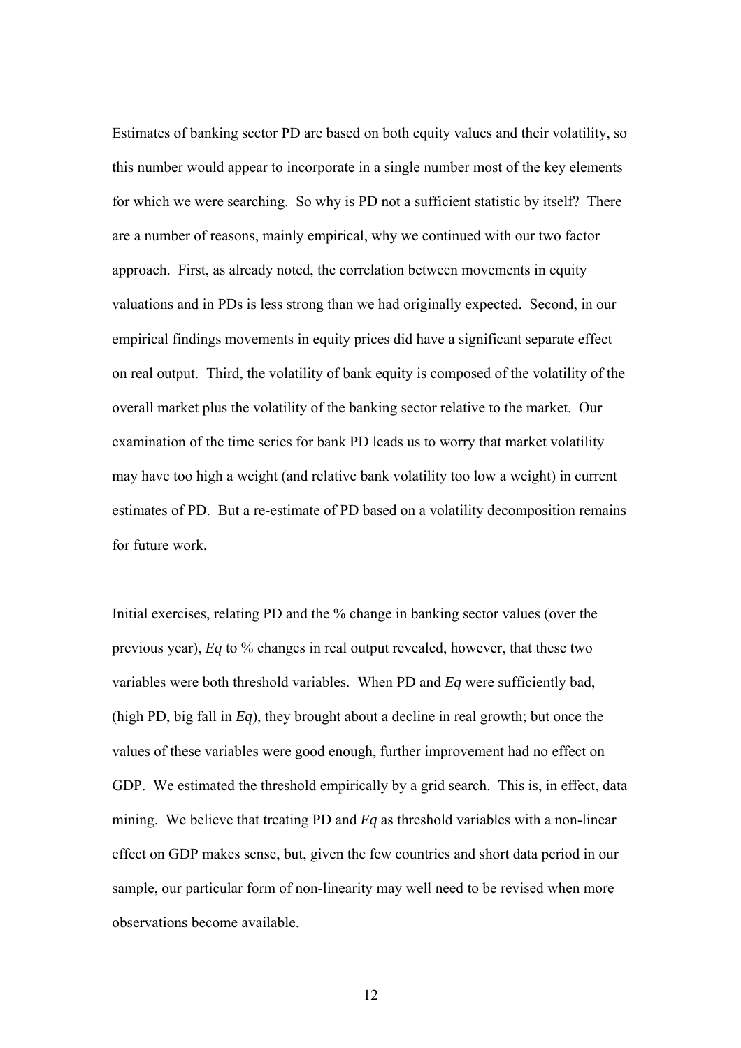Estimates of banking sector PD are based on both equity values and their volatility, so this number would appear to incorporate in a single number most of the key elements for which we were searching. So why is PD not a sufficient statistic by itself? There are a number of reasons, mainly empirical, why we continued with our two factor approach. First, as already noted, the correlation between movements in equity valuations and in PDs is less strong than we had originally expected. Second, in our empirical findings movements in equity prices did have a significant separate effect on real output. Third, the volatility of bank equity is composed of the volatility of the overall market plus the volatility of the banking sector relative to the market. Our examination of the time series for bank PD leads us to worry that market volatility may have too high a weight (and relative bank volatility too low a weight) in current estimates of PD. But a re-estimate of PD based on a volatility decomposition remains for future work.

Initial exercises, relating PD and the % change in banking sector values (over the previous year), *Eq* to % changes in real output revealed, however, that these two variables were both threshold variables. When PD and *Eq* were sufficiently bad, (high PD, big fall in *Eq*), they brought about a decline in real growth; but once the values of these variables were good enough, further improvement had no effect on GDP. We estimated the threshold empirically by a grid search. This is, in effect, data mining. We believe that treating PD and *Eq* as threshold variables with a non-linear effect on GDP makes sense, but, given the few countries and short data period in our sample, our particular form of non-linearity may well need to be revised when more observations become available.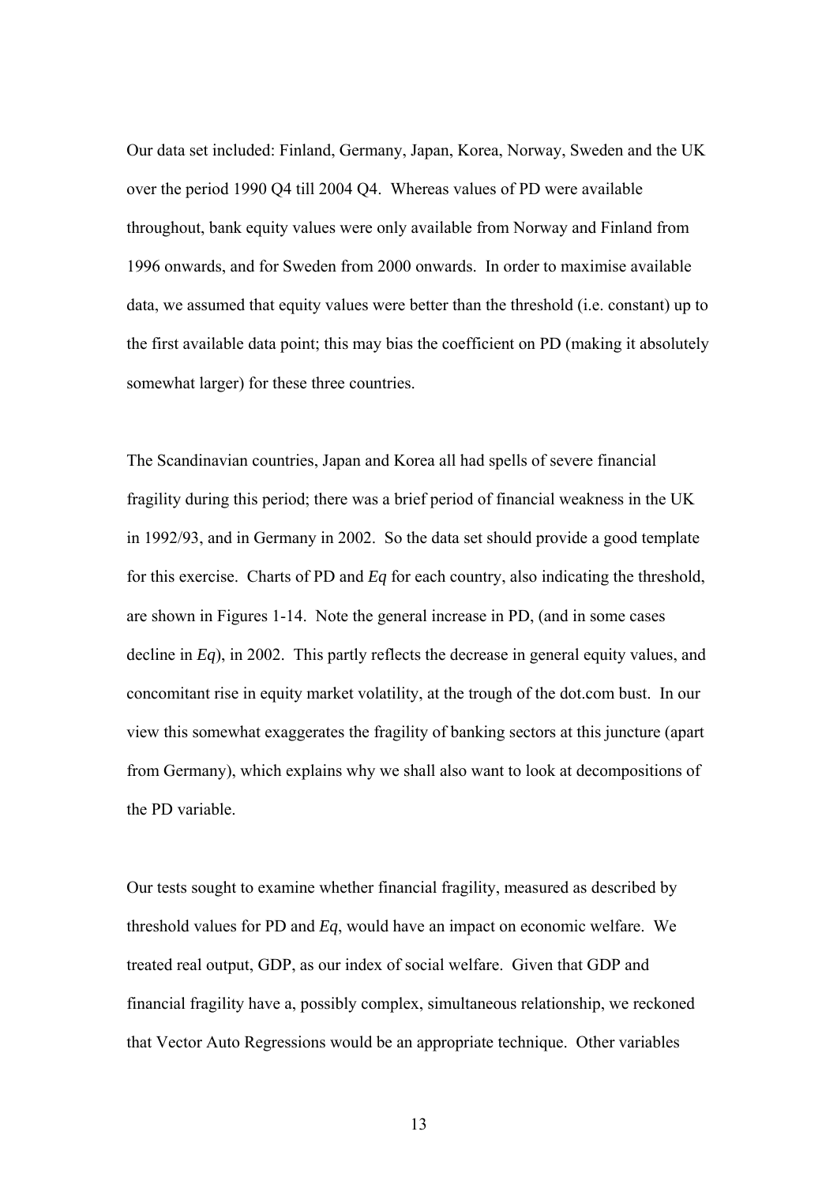Our data set included: Finland, Germany, Japan, Korea, Norway, Sweden and the UK over the period 1990 Q4 till 2004 Q4. Whereas values of PD were available throughout, bank equity values were only available from Norway and Finland from 1996 onwards, and for Sweden from 2000 onwards. In order to maximise available data, we assumed that equity values were better than the threshold (i.e. constant) up to the first available data point; this may bias the coefficient on PD (making it absolutely somewhat larger) for these three countries.

The Scandinavian countries, Japan and Korea all had spells of severe financial fragility during this period; there was a brief period of financial weakness in the UK in 1992/93, and in Germany in 2002. So the data set should provide a good template for this exercise. Charts of PD and *Eq* for each country, also indicating the threshold, are shown in Figures 1-14. Note the general increase in PD, (and in some cases decline in *Eq*), in 2002. This partly reflects the decrease in general equity values, and concomitant rise in equity market volatility, at the trough of the dot.com bust. In our view this somewhat exaggerates the fragility of banking sectors at this juncture (apart from Germany), which explains why we shall also want to look at decompositions of the PD variable.

Our tests sought to examine whether financial fragility, measured as described by threshold values for PD and *Eq*, would have an impact on economic welfare. We treated real output, GDP, as our index of social welfare. Given that GDP and financial fragility have a, possibly complex, simultaneous relationship, we reckoned that Vector Auto Regressions would be an appropriate technique. Other variables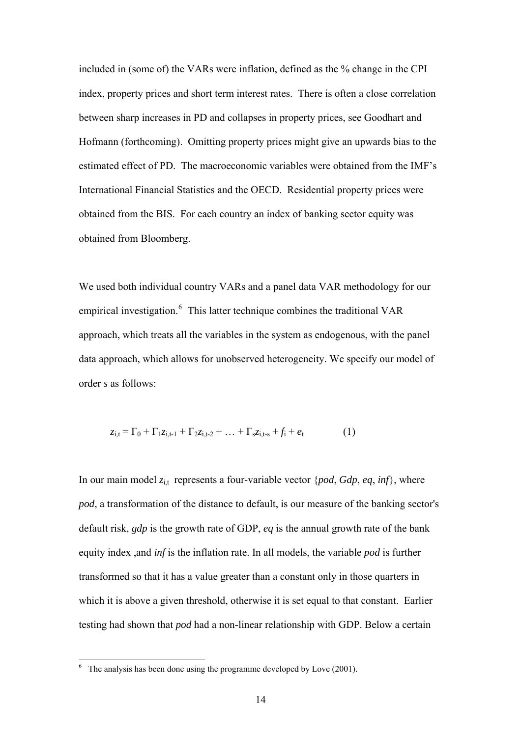included in (some of) the VARs were inflation, defined as the % change in the CPI index, property prices and short term interest rates. There is often a close correlation between sharp increases in PD and collapses in property prices, see Goodhart and Hofmann (forthcoming). Omitting property prices might give an upwards bias to the estimated effect of PD. The macroeconomic variables were obtained from the IMF's International Financial Statistics and the OECD. Residential property prices were obtained from the BIS. For each country an index of banking sector equity was obtained from Bloomberg.

We used both individual country VARs and a panel data VAR methodology for our empirical investigation.[6] This latter technique combines the traditional VAR approach, which treats all the variables in the system as endogenous, with the panel data approach, which allows for unobserved heterogeneity. We specify our model of order *s* as follows:

$$z_{i,t} = \Gamma_0 + \Gamma_1 z_{i,t-1} + \Gamma_2 z_{i,t-2} + \ldots + \Gamma_s z_{i,t-s} + f_i + e_t \qquad (1)$$

In our main model $z_{i,t}$ represents a four-variable vector {*pod*, *Gdp*, *eq*, *inf*}, where *pod*, a transformation of the distance to default, is our measure of the banking sector's default risk, *gdp* is the growth rate of GDP, *eq* is the annual growth rate of the bank equity index ,and *inf* is the inflation rate. In all models, the variable *pod* is further transformed so that it has a value greater than a constant only in those quarters in which it is above a given threshold, otherwise it is set equal to that constant. Earlier testing had shown that *pod* had a non-linear relationship with GDP. Below a certain

[6] The analysis has been done using the programme developed by Love (2001).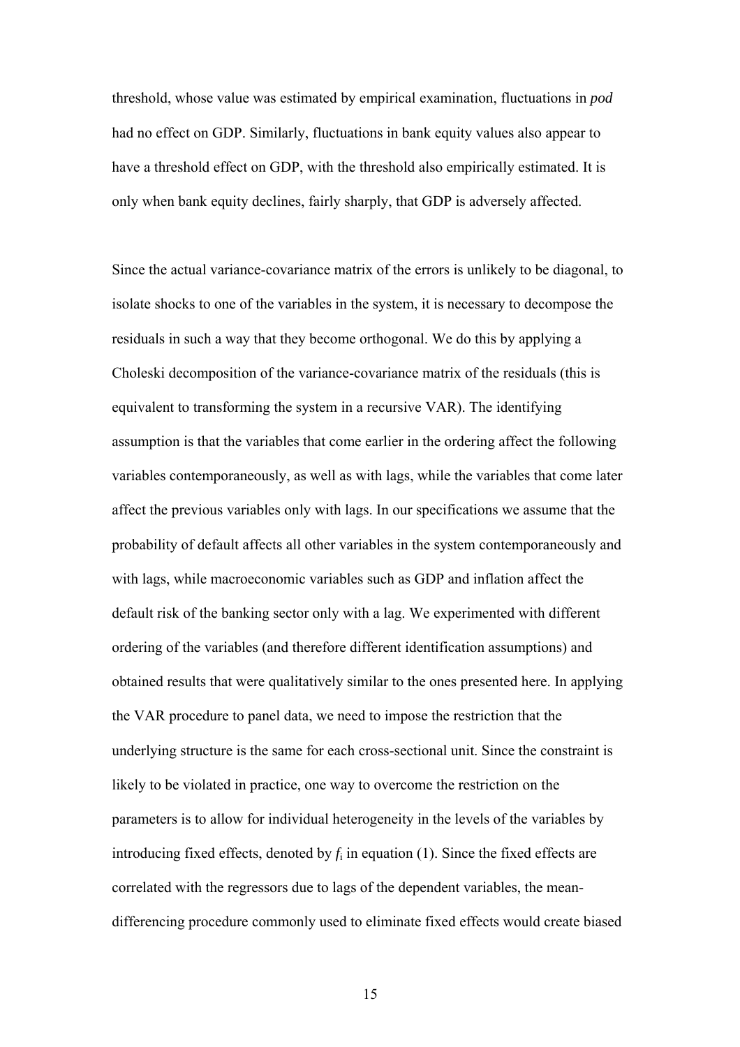threshold, whose value was estimated by empirical examination, fluctuations in *pod* had no effect on GDP. Similarly, fluctuations in bank equity values also appear to have a threshold effect on GDP, with the threshold also empirically estimated. It is only when bank equity declines, fairly sharply, that GDP is adversely affected.

Since the actual variance-covariance matrix of the errors is unlikely to be diagonal, to isolate shocks to one of the variables in the system, it is necessary to decompose the residuals in such a way that they become orthogonal. We do this by applying a Choleski decomposition of the variance-covariance matrix of the residuals (this is equivalent to transforming the system in a recursive VAR). The identifying assumption is that the variables that come earlier in the ordering affect the following variables contemporaneously, as well as with lags, while the variables that come later affect the previous variables only with lags. In our specifications we assume that the probability of default affects all other variables in the system contemporaneously and with lags, while macroeconomic variables such as GDP and inflation affect the default risk of the banking sector only with a lag. We experimented with different ordering of the variables (and therefore different identification assumptions) and obtained results that were qualitatively similar to the ones presented here. In applying the VAR procedure to panel data, we need to impose the restriction that the underlying structure is the same for each cross-sectional unit. Since the constraint is likely to be violated in practice, one way to overcome the restriction on the parameters is to allow for individual heterogeneity in the levels of the variables by introducing fixed effects, denoted by $f_i$ in equation (1). Since the fixed effects are correlated with the regressors due to lags of the dependent variables, the mean-differencing procedure commonly used to eliminate fixed effects would create biased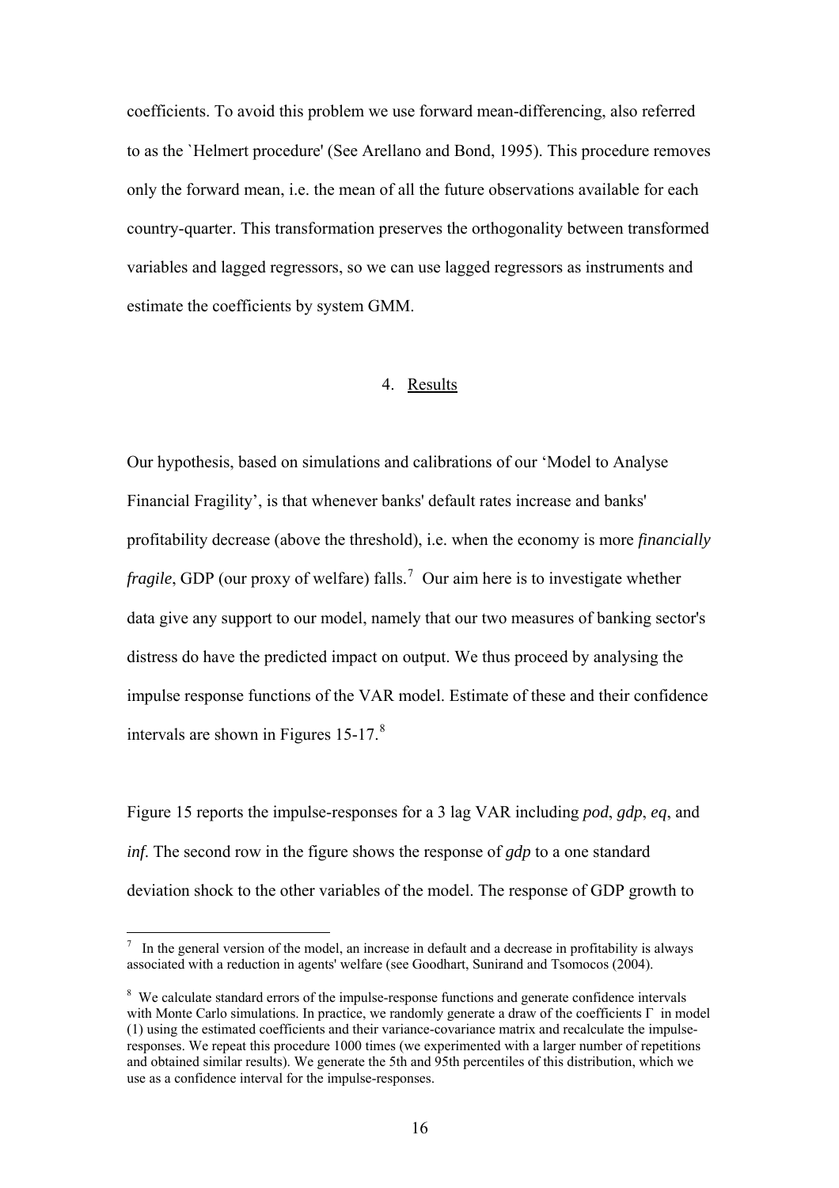coefficients. To avoid this problem we use forward mean-differencing, also referred to as the `Helmert procedure' (See Arellano and Bond, 1995). This procedure removes only the forward mean, i.e. the mean of all the future observations available for each country-quarter. This transformation preserves the orthogonality between transformed variables and lagged regressors, so we can use lagged regressors as instruments and estimate the coefficients by system GMM.

## 4. Results

Our hypothesis, based on simulations and calibrations of our 'Model to Analyse Financial Fragility', is that whenever banks' default rates increase and banks' profitability decrease (above the threshold), i.e. when the economy is more *financially fragile*, GDP (our proxy of welfare) falls.[7] Our aim here is to investigate whether data give any support to our model, namely that our two measures of banking sector's distress do have the predicted impact on output. We thus proceed by analysing the impulse response functions of the VAR model. Estimate of these and their confidence intervals are shown in Figures 15-17.[8]

Figure 15 reports the impulse-responses for a 3 lag VAR including *pod*, *gdp*, *eq*, and *inf*. The second row in the figure shows the response of *gdp* to a one standard deviation shock to the other variables of the model. The response of GDP growth to

---

[7] In the general version of the model, an increase in default and a decrease in profitability is always associated with a reduction in agents' welfare (see Goodhart, Sunirand and Tsomocos (2004).

[8] We calculate standard errors of the impulse-response functions and generate confidence intervals with Monte Carlo simulations. In practice, we randomly generate a draw of the coefficients $\Gamma$ in model (1) using the estimated coefficients and their variance-covariance matrix and recalculate the impulse-responses. We repeat this procedure 1000 times (we experimented with a larger number of repetitions and obtained similar results). We generate the 5th and 95th percentiles of this distribution, which we use as a confidence interval for the impulse-responses.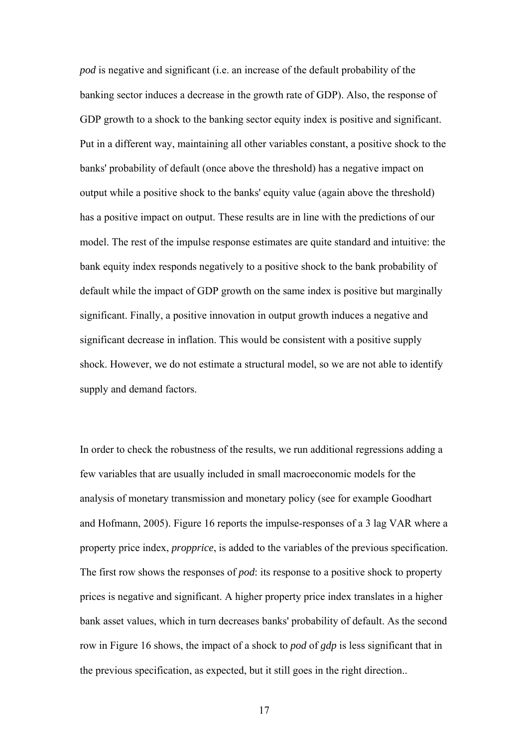*pod* is negative and significant (i.e. an increase of the default probability of the banking sector induces a decrease in the growth rate of GDP). Also, the response of GDP growth to a shock to the banking sector equity index is positive and significant. Put in a different way, maintaining all other variables constant, a positive shock to the banks' probability of default (once above the threshold) has a negative impact on output while a positive shock to the banks' equity value (again above the threshold) has a positive impact on output. These results are in line with the predictions of our model. The rest of the impulse response estimates are quite standard and intuitive: the bank equity index responds negatively to a positive shock to the bank probability of default while the impact of GDP growth on the same index is positive but marginally significant. Finally, a positive innovation in output growth induces a negative and significant decrease in inflation. This would be consistent with a positive supply shock. However, we do not estimate a structural model, so we are not able to identify supply and demand factors.

In order to check the robustness of the results, we run additional regressions adding a few variables that are usually included in small macroeconomic models for the analysis of monetary transmission and monetary policy (see for example Goodhart and Hofmann, 2005). Figure 16 reports the impulse-responses of a 3 lag VAR where a property price index, *propprice*, is added to the variables of the previous specification. The first row shows the responses of *pod*: its response to a positive shock to property prices is negative and significant. A higher property price index translates in a higher bank asset values, which in turn decreases banks' probability of default. As the second row in Figure 16 shows, the impact of a shock to *pod* of *gdp* is less significant that in the previous specification, as expected, but it still goes in the right direction..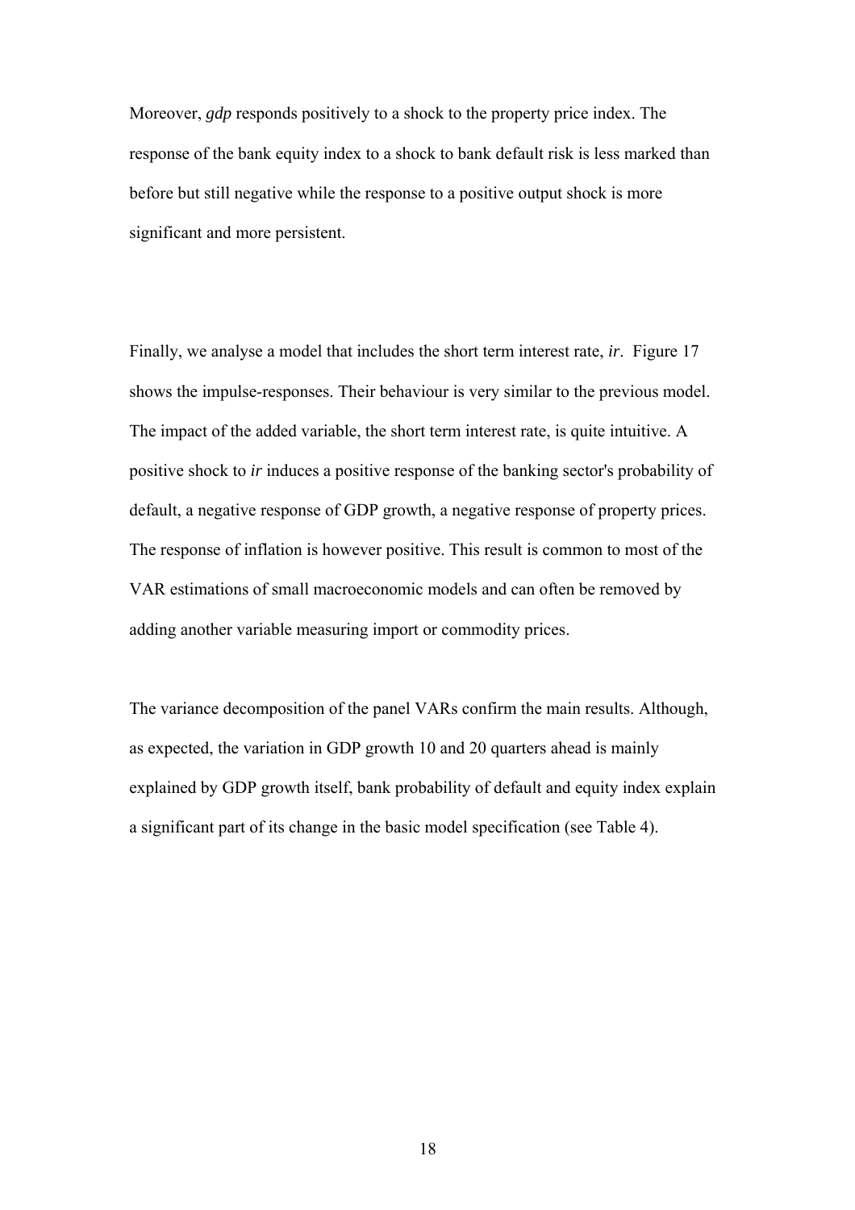Moreover, *gdp* responds positively to a shock to the property price index. The response of the bank equity index to a shock to bank default risk is less marked than before but still negative while the response to a positive output shock is more significant and more persistent.

Finally, we analyse a model that includes the short term interest rate, *ir*. Figure 17 shows the impulse-responses. Their behaviour is very similar to the previous model. The impact of the added variable, the short term interest rate, is quite intuitive. A positive shock to *ir* induces a positive response of the banking sector's probability of default, a negative response of GDP growth, a negative response of property prices. The response of inflation is however positive. This result is common to most of the VAR estimations of small macroeconomic models and can often be removed by adding another variable measuring import or commodity prices.

The variance decomposition of the panel VARs confirm the main results. Although, as expected, the variation in GDP growth 10 and 20 quarters ahead is mainly explained by GDP growth itself, bank probability of default and equity index explain a significant part of its change in the basic model specification (see Table 4).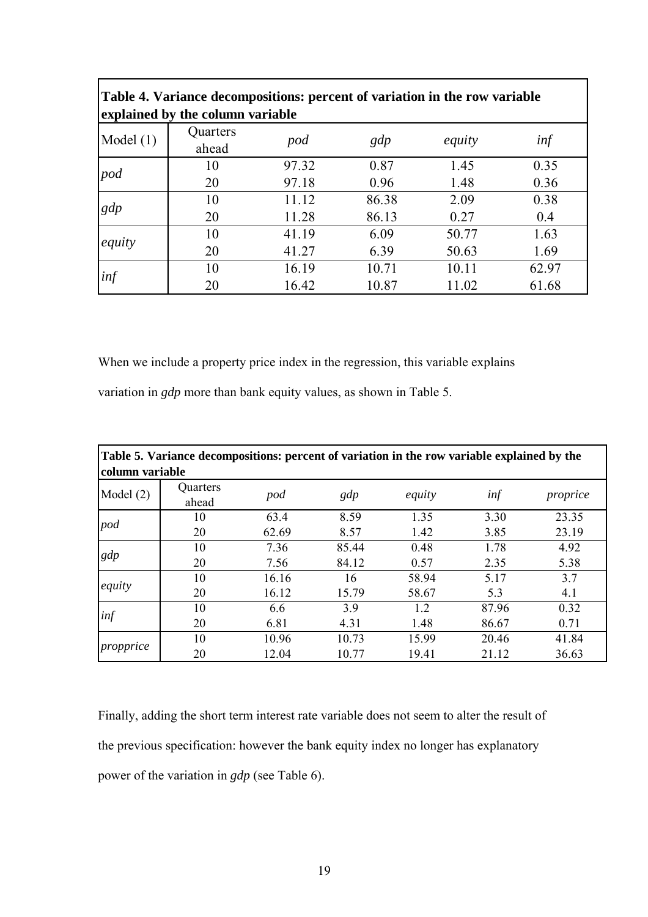**Table 4. Variance decompositions: percent of variation in the row variable explained by the column variable**

| Model (1) | Quarters ahead | *pod* | *gdp* | *equity* | *inf* |
|---|---|---|---|---|---|
| *pod* | 10 | 97.32 | 0.87 | 1.45 | 0.35 |
| | 20 | 97.18 | 0.96 | 1.48 | 0.36 |
| *gdp* | 10 | 11.12 | 86.38 | 2.09 | 0.38 |
| | 20 | 11.28 | 86.13 | 0.27 | 0.4 |
| *equity* | 10 | 41.19 | 6.09 | 50.77 | 1.63 |
| | 20 | 41.27 | 6.39 | 50.63 | 1.69 |
| *inf* | 10 | 16.19 | 10.71 | 10.11 | 62.97 |
| | 20 | 16.42 | 10.87 | 11.02 | 61.68 |

When we include a property price index in the regression, this variable explains variation in *gdp* more than bank equity values, as shown in Table 5.

**Table 5. Variance decompositions: percent of variation in the row variable explained by the column variable**

| Model (2) | Quarters ahead | *pod* | *gdp* | *equity* | *inf* | *proprice* |
|---|---|---|---|---|---|---|
| *pod* | 10 | 63.4 | 8.59 | 1.35 | 3.30 | 23.35 |
| | 20 | 62.69 | 8.57 | 1.42 | 3.85 | 23.19 |
| *gdp* | 10 | 7.36 | 85.44 | 0.48 | 1.78 | 4.92 |
| | 20 | 7.56 | 84.12 | 0.57 | 2.35 | 5.38 |
| *equity* | 10 | 16.16 | 16 | 58.94 | 5.17 | 3.7 |
| | 20 | 16.12 | 15.79 | 58.67 | 5.3 | 4.1 |
| *inf* | 10 | 6.6 | 3.9 | 1.2 | 87.96 | 0.32 |
| | 20 | 6.81 | 4.31 | 1.48 | 86.67 | 0.71 |
| *propprice* | 10 | 10.96 | 10.73 | 15.99 | 20.46 | 41.84 |
| | 20 | 12.04 | 10.77 | 19.41 | 21.12 | 36.63 |

Finally, adding the short term interest rate variable does not seem to alter the result of the previous specification: however the bank equity index no longer has explanatory power of the variation in *gdp* (see Table 6).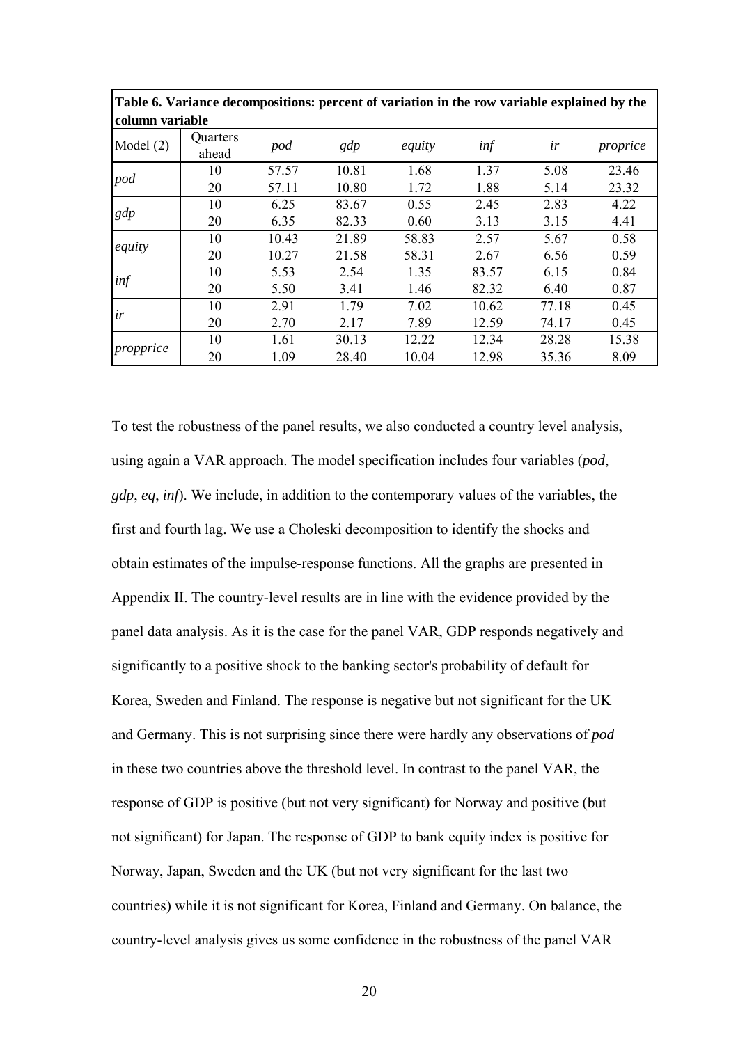**Table 6. Variance decompositions: percent of variation in the row variable explained by the column variable**

| Model (2) | Quarters ahead | *pod* | *gdp* | *equity* | *inf* | *ir* | *proprice* |
|---|---|---|---|---|---|---|---|
| *pod* | 10 | 57.57 | 10.81 | 1.68 | 1.37 | 5.08 | 23.46 |
| | 20 | 57.11 | 10.80 | 1.72 | 1.88 | 5.14 | 23.32 |
| *gdp* | 10 | 6.25 | 83.67 | 0.55 | 2.45 | 2.83 | 4.22 |
| | 20 | 6.35 | 82.33 | 0.60 | 3.13 | 3.15 | 4.41 |
| *equity* | 10 | 10.43 | 21.89 | 58.83 | 2.57 | 5.67 | 0.58 |
| | 20 | 10.27 | 21.58 | 58.31 | 2.67 | 6.56 | 0.59 |
| *inf* | 10 | 5.53 | 2.54 | 1.35 | 83.57 | 6.15 | 0.84 |
| | 20 | 5.50 | 3.41 | 1.46 | 82.32 | 6.40 | 0.87 |
| *ir* | 10 | 2.91 | 1.79 | 7.02 | 10.62 | 77.18 | 0.45 |
| | 20 | 2.70 | 2.17 | 7.89 | 12.59 | 74.17 | 0.45 |
| *propprice* | 10 | 1.61 | 30.13 | 12.22 | 12.34 | 28.28 | 15.38 |
| | 20 | 1.09 | 28.40 | 10.04 | 12.98 | 35.36 | 8.09 |

To test the robustness of the panel results, we also conducted a country level analysis, using again a VAR approach. The model specification includes four variables (*pod*, *gdp*, *eq*, *inf*). We include, in addition to the contemporary values of the variables, the first and fourth lag. We use a Choleski decomposition to identify the shocks and obtain estimates of the impulse-response functions. All the graphs are presented in Appendix II. The country-level results are in line with the evidence provided by the panel data analysis. As it is the case for the panel VAR, GDP responds negatively and significantly to a positive shock to the banking sector's probability of default for Korea, Sweden and Finland. The response is negative but not significant for the UK and Germany. This is not surprising since there were hardly any observations of *pod* in these two countries above the threshold level. In contrast to the panel VAR, the response of GDP is positive (but not very significant) for Norway and positive (but not significant) for Japan. The response of GDP to bank equity index is positive for Norway, Japan, Sweden and the UK (but not very significant for the last two countries) while it is not significant for Korea, Finland and Germany. On balance, the country-level analysis gives us some confidence in the robustness of the panel VAR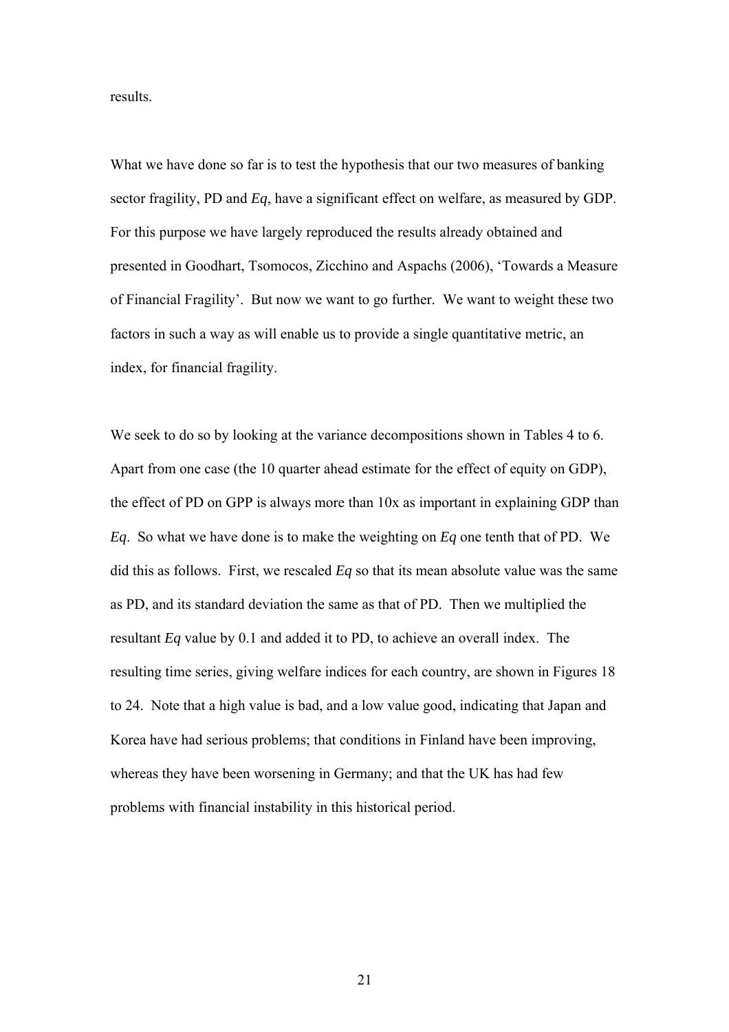results.

What we have done so far is to test the hypothesis that our two measures of banking sector fragility, PD and *Eq*, have a significant effect on welfare, as measured by GDP. For this purpose we have largely reproduced the results already obtained and presented in Goodhart, Tsomocos, Zicchino and Aspachs (2006), 'Towards a Measure of Financial Fragility'. But now we want to go further. We want to weight these two factors in such a way as will enable us to provide a single quantitative metric, an index, for financial fragility.

We seek to do so by looking at the variance decompositions shown in Tables 4 to 6. Apart from one case (the 10 quarter ahead estimate for the effect of equity on GDP), the effect of PD on GPP is always more than 10x as important in explaining GDP than *Eq*. So what we have done is to make the weighting on *Eq* one tenth that of PD. We did this as follows. First, we rescaled *Eq* so that its mean absolute value was the same as PD, and its standard deviation the same as that of PD. Then we multiplied the resultant *Eq* value by 0.1 and added it to PD, to achieve an overall index. The resulting time series, giving welfare indices for each country, are shown in Figures 18 to 24. Note that a high value is bad, and a low value good, indicating that Japan and Korea have had serious problems; that conditions in Finland have been improving, whereas they have been worsening in Germany; and that the UK has had few problems with financial instability in this historical period.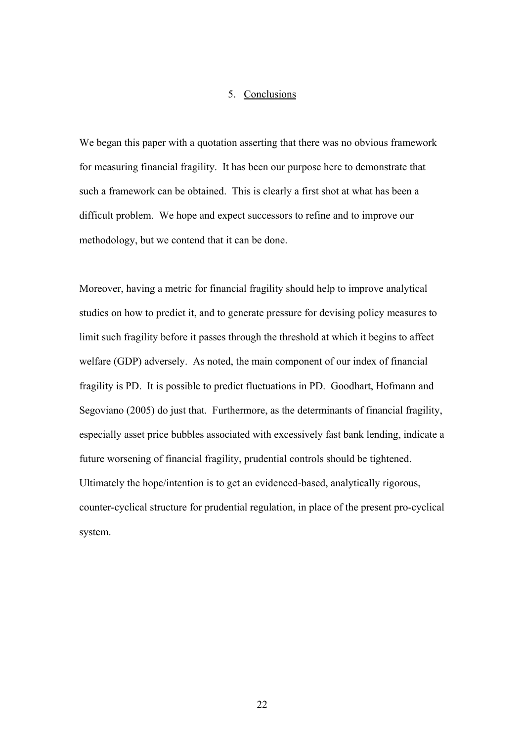## 5. Conclusions

We began this paper with a quotation asserting that there was no obvious framework for measuring financial fragility. It has been our purpose here to demonstrate that such a framework can be obtained. This is clearly a first shot at what has been a difficult problem. We hope and expect successors to refine and to improve our methodology, but we contend that it can be done.

Moreover, having a metric for financial fragility should help to improve analytical studies on how to predict it, and to generate pressure for devising policy measures to limit such fragility before it passes through the threshold at which it begins to affect welfare (GDP) adversely. As noted, the main component of our index of financial fragility is PD. It is possible to predict fluctuations in PD. Goodhart, Hofmann and Segoviano (2005) do just that. Furthermore, as the determinants of financial fragility, especially asset price bubbles associated with excessively fast bank lending, indicate a future worsening of financial fragility, prudential controls should be tightened. Ultimately the hope/intention is to get an evidenced-based, analytically rigorous, counter-cyclical structure for prudential regulation, in place of the present pro-cyclical system.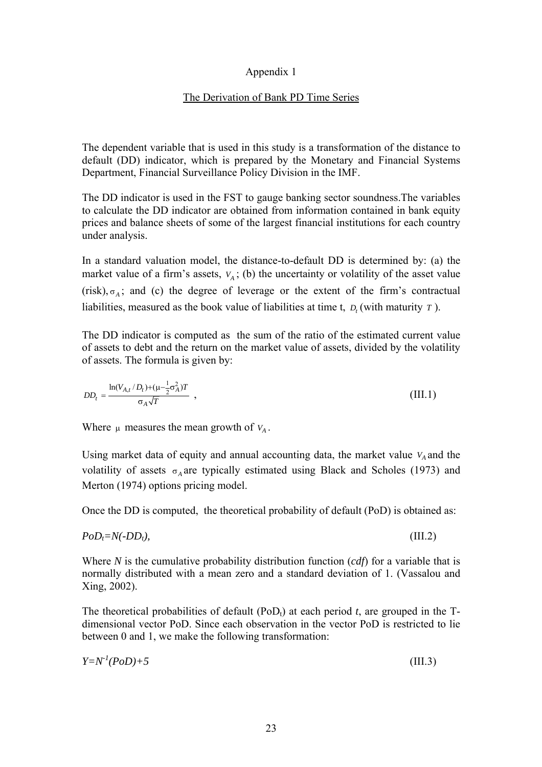Appendix 1

The Derivation of Bank PD Time Series

The dependent variable that is used in this study is a transformation of the distance to default (DD) indicator, which is prepared by the Monetary and Financial Systems Department, Financial Surveillance Policy Division in the IMF.

The DD indicator is used in the FST to gauge banking sector soundness.The variables to calculate the DD indicator are obtained from information contained in bank equity prices and balance sheets of some of the largest financial institutions for each country under analysis.

In a standard valuation model, the distance-to-default DD is determined by: (a) the market value of a firm's assets, $V_A$; (b) the uncertainty or volatility of the asset value (risk), $\sigma_A$; and (c) the degree of leverage or the extent of the firm's contractual liabilities, measured as the book value of liabilities at time t, $D_t$ (with maturity $T$).

The DD indicator is computed as the sum of the ratio of the estimated current value of assets to debt and the return on the market value of assets, divided by the volatility of assets. The formula is given by:

$$DD_t = \frac{\ln(V_{A,t} / D_t) + (\mu - \frac{1}{2}\sigma_A^2)T}{\sigma_A \sqrt{T}} \quad , \tag{III.1}$$

Where $\mu$ measures the mean growth of $V_A$.

Using market data of equity and annual accounting data, the market value $V_A$ and the volatility of assets $\sigma_A$ are typically estimated using Black and Scholes (1973) and Merton (1974) options pricing model.

Once the DD is computed, the theoretical probability of default (PoD) is obtained as:

$$PoD_t = N(-DD_t), \tag{III.2}$$

Where $N$ is the cumulative probability distribution function (*cdf*) for a variable that is normally distributed with a mean zero and a standard deviation of 1. (Vassalou and Xing, 2002).

The theoretical probabilities of default ($PoD_t$) at each period $t$, are grouped in the T-dimensional vector PoD. Since each observation in the vector PoD is restricted to lie between 0 and 1, we make the following transformation:

$$Y = N^{-1}(PoD) + 5 \tag{III.3}$$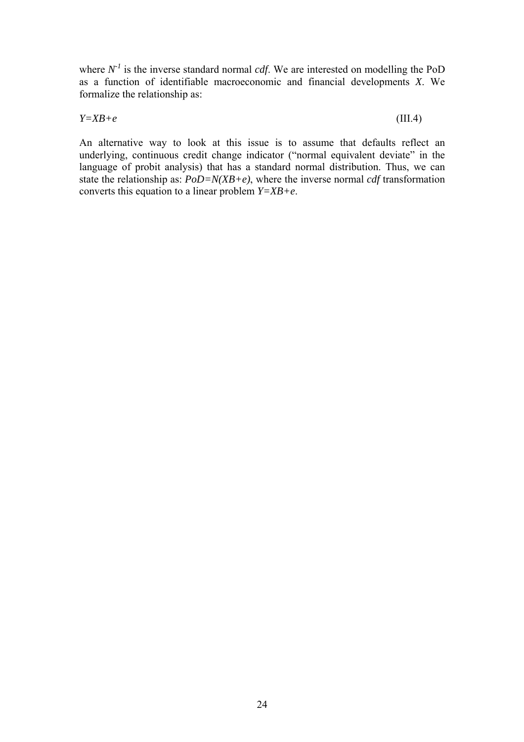where $N^{-1}$ is the inverse standard normal *cdf*. We are interested on modelling the PoD as a function of identifiable macroeconomic and financial developments $X$. We formalize the relationship as:

$$Y=XB+e \tag{III.4}$$

An alternative way to look at this issue is to assume that defaults reflect an underlying, continuous credit change indicator ("normal equivalent deviate" in the language of probit analysis) that has a standard normal distribution. Thus, we can state the relationship as: $PoD=N(XB+e)$, where the inverse normal *cdf* transformation converts this equation to a linear problem $Y=XB+e$.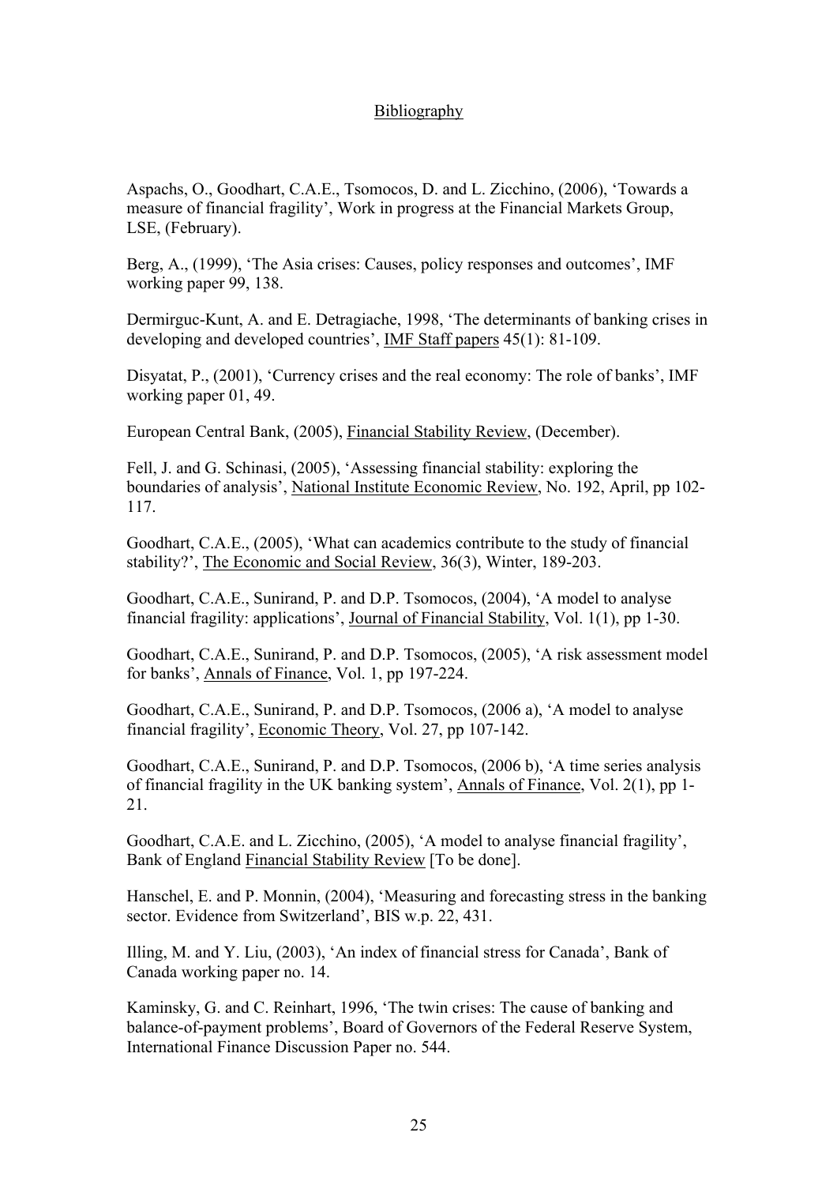# Bibliography

Aspachs, O., Goodhart, C.A.E., Tsomocos, D. and L. Zicchino, (2006), 'Towards a measure of financial fragility', Work in progress at the Financial Markets Group, LSE, (February).

Berg, A., (1999), 'The Asia crises: Causes, policy responses and outcomes', IMF working paper 99, 138.

Dermirguc-Kunt, A. and E. Detragiache, 1998, 'The determinants of banking crises in developing and developed countries', IMF Staff papers 45(1): 81-109.

Disyatat, P., (2001), 'Currency crises and the real economy: The role of banks', IMF working paper 01, 49.

European Central Bank, (2005), Financial Stability Review, (December).

Fell, J. and G. Schinasi, (2005), 'Assessing financial stability: exploring the boundaries of analysis', National Institute Economic Review, No. 192, April, pp 102-117.

Goodhart, C.A.E., (2005), 'What can academics contribute to the study of financial stability?', The Economic and Social Review, 36(3), Winter, 189-203.

Goodhart, C.A.E., Sunirand, P. and D.P. Tsomocos, (2004), 'A model to analyse financial fragility: applications', Journal of Financial Stability, Vol. 1(1), pp 1-30.

Goodhart, C.A.E., Sunirand, P. and D.P. Tsomocos, (2005), 'A risk assessment model for banks', Annals of Finance, Vol. 1, pp 197-224.

Goodhart, C.A.E., Sunirand, P. and D.P. Tsomocos, (2006 a), 'A model to analyse financial fragility', Economic Theory, Vol. 27, pp 107-142.

Goodhart, C.A.E., Sunirand, P. and D.P. Tsomocos, (2006 b), 'A time series analysis of financial fragility in the UK banking system', Annals of Finance, Vol. 2(1), pp 1-21.

Goodhart, C.A.E. and L. Zicchino, (2005), 'A model to analyse financial fragility', Bank of England Financial Stability Review [To be done].

Hanschel, E. and P. Monnin, (2004), 'Measuring and forecasting stress in the banking sector. Evidence from Switzerland', BIS w.p. 22, 431.

Illing, M. and Y. Liu, (2003), 'An index of financial stress for Canada', Bank of Canada working paper no. 14.

Kaminsky, G. and C. Reinhart, 1996, 'The twin crises: The cause of banking and balance-of-payment problems', Board of Governors of the Federal Reserve System, International Finance Discussion Paper no. 544.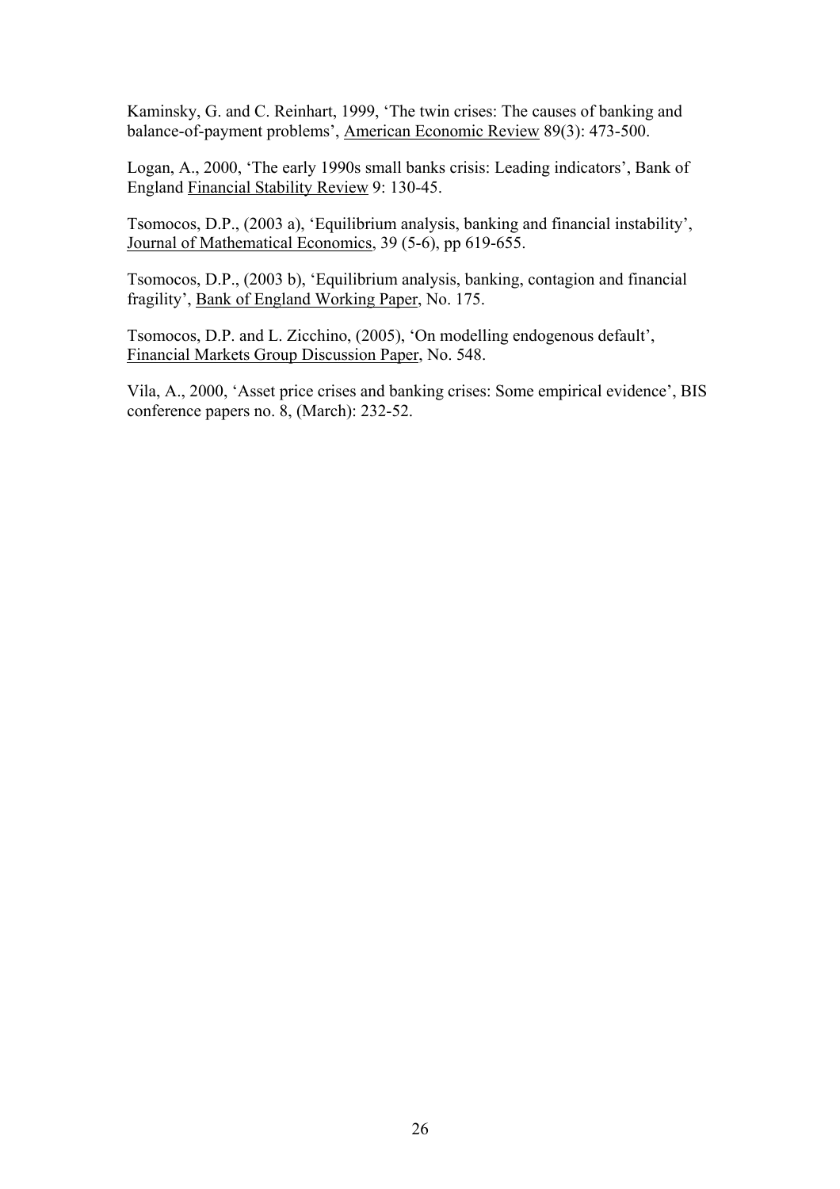Kaminsky, G. and C. Reinhart, 1999, 'The twin crises: The causes of banking and balance-of-payment problems', American Economic Review 89(3): 473-500.

Logan, A., 2000, 'The early 1990s small banks crisis: Leading indicators', Bank of England Financial Stability Review 9: 130-45.

Tsomocos, D.P., (2003 a), 'Equilibrium analysis, banking and financial instability', Journal of Mathematical Economics, 39 (5-6), pp 619-655.

Tsomocos, D.P., (2003 b), 'Equilibrium analysis, banking, contagion and financial fragility', Bank of England Working Paper, No. 175.

Tsomocos, D.P. and L. Zicchino, (2005), 'On modelling endogenous default', Financial Markets Group Discussion Paper, No. 548.

Vila, A., 2000, 'Asset price crises and banking crises: Some empirical evidence', BIS conference papers no. 8, (March): 232-52.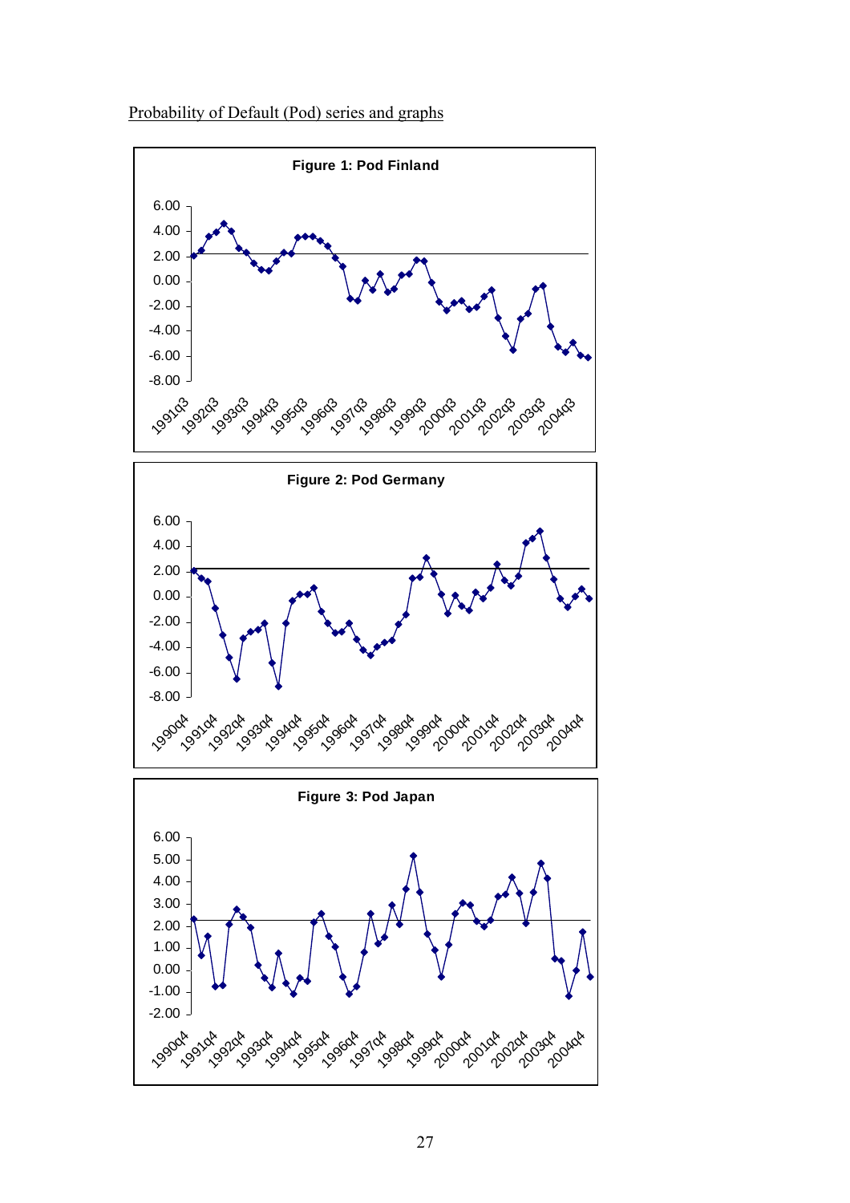Probability of Default (Pod) series and graphs

**Figure 1: Pod Finland**

**Figure 2: Pod Germany**

**Figure 3: Pod Japan**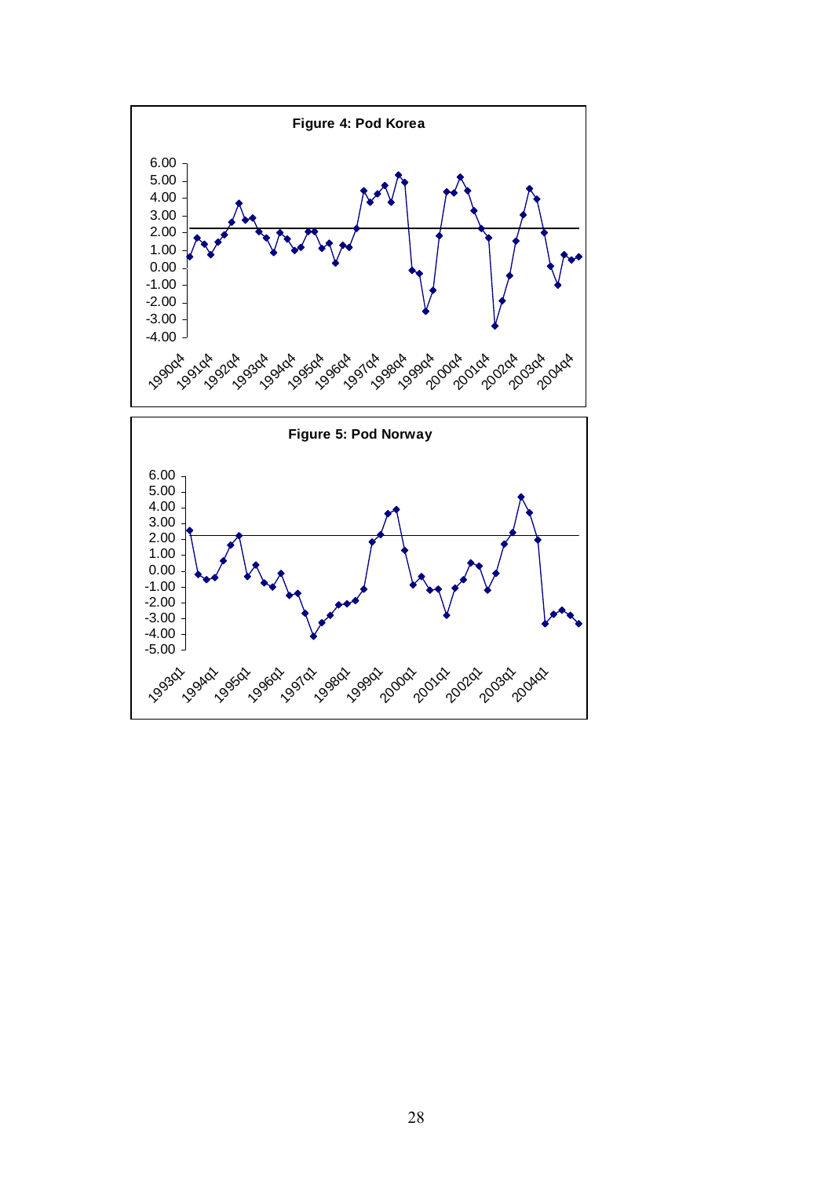**Figure 4: Pod Korea**

**Figure 5: Pod Norway**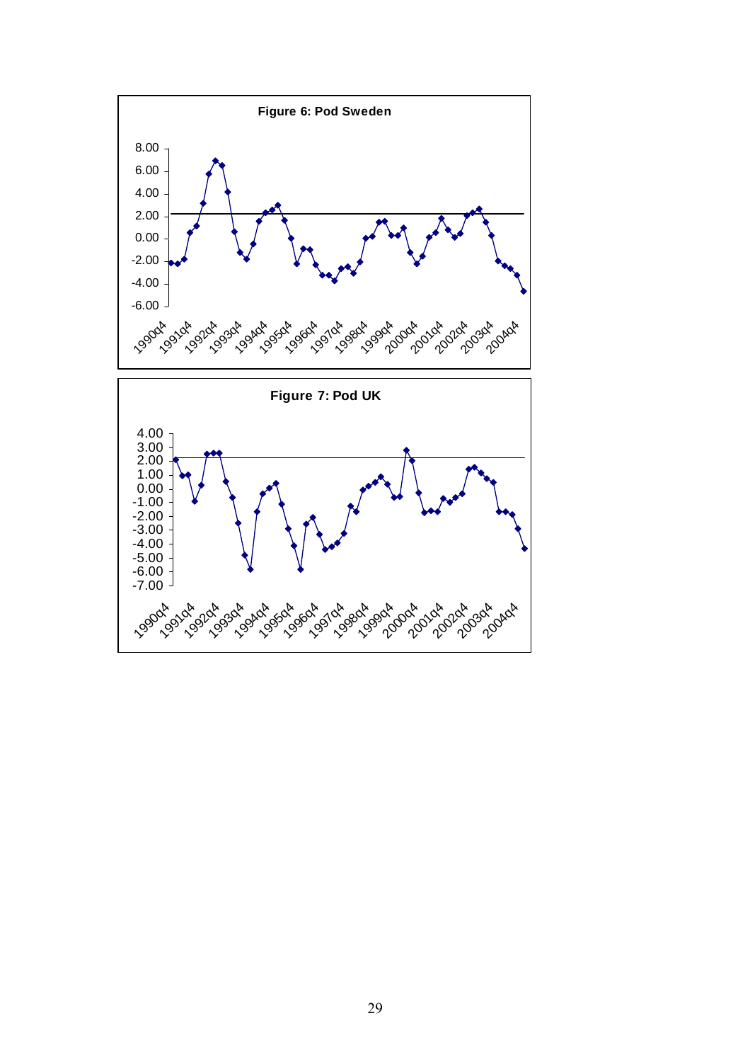**Figure 6: Pod Sweden**

**Figure 7: Pod UK**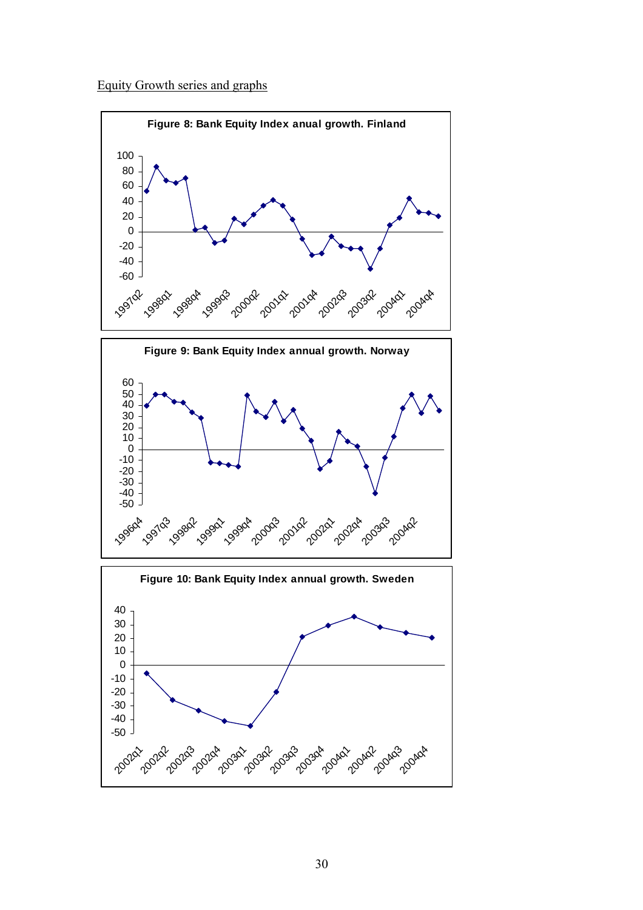Equity Growth series and graphs

**Figure 8: Bank Equity Index anual growth. Finland**

**Figure 9: Bank Equity Index annual growth. Norway**

**Figure 10: Bank Equity Index annual growth. Sweden**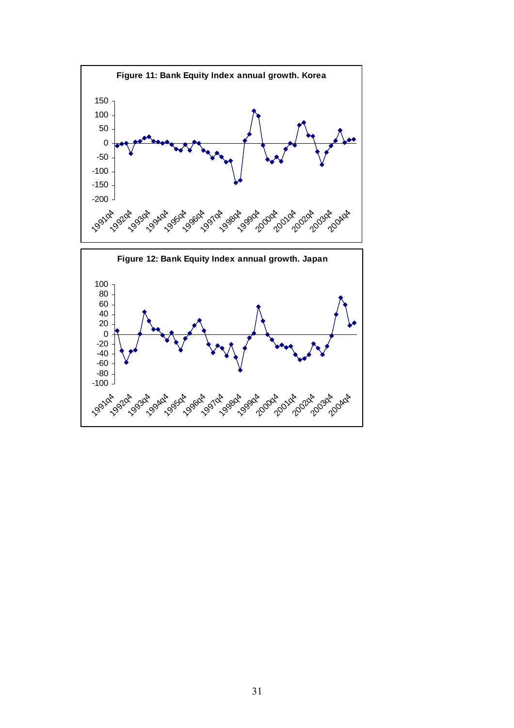**Figure 11: Bank Equity Index annual growth. Korea**

**Figure 12: Bank Equity Index annual growth. Japan**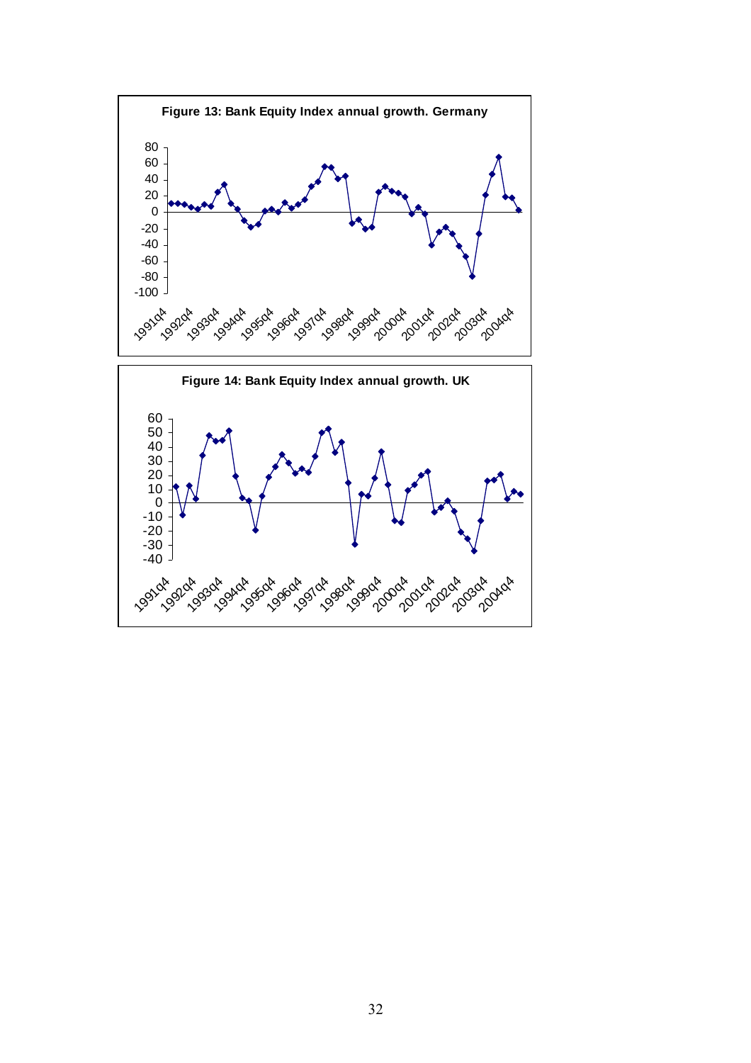**Figure 13: Bank Equity Index annual growth. Germany**

**Figure 14: Bank Equity Index annual growth. UK**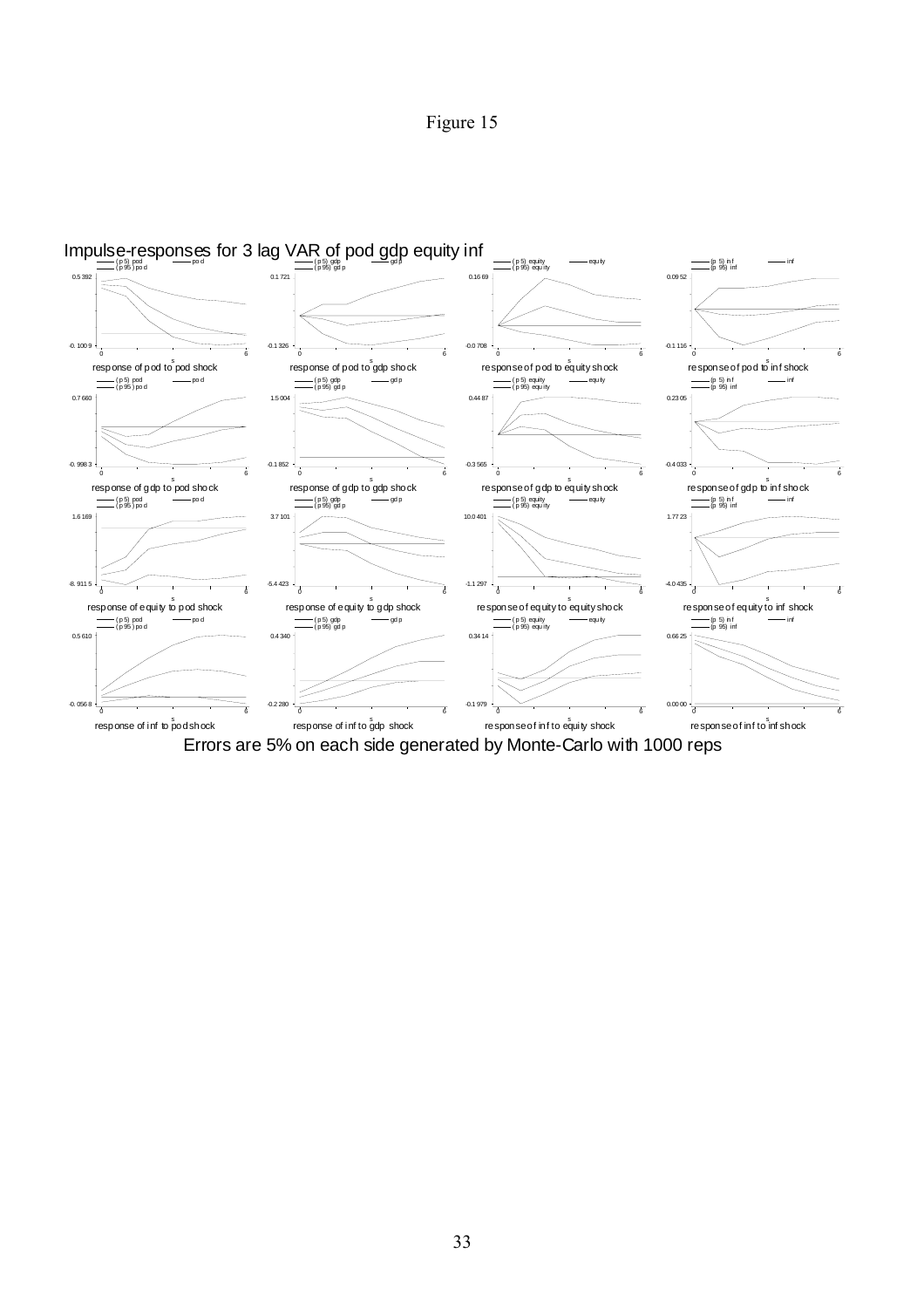Figure 15

Impulse-responses for 3 lag VAR of pod gdp equity inf

Errors are 5% on each side generated by Monte-Carlo with 1000 reps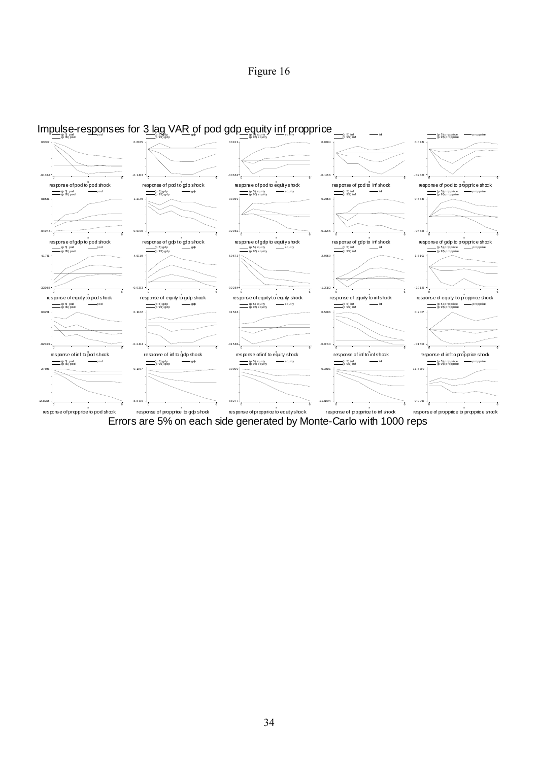Figure 16

Impulse-responses for 3 lag VAR of pod gdp equity inf propprice

Errors are 5% on each side generated by Monte-Carlo with 1000 reps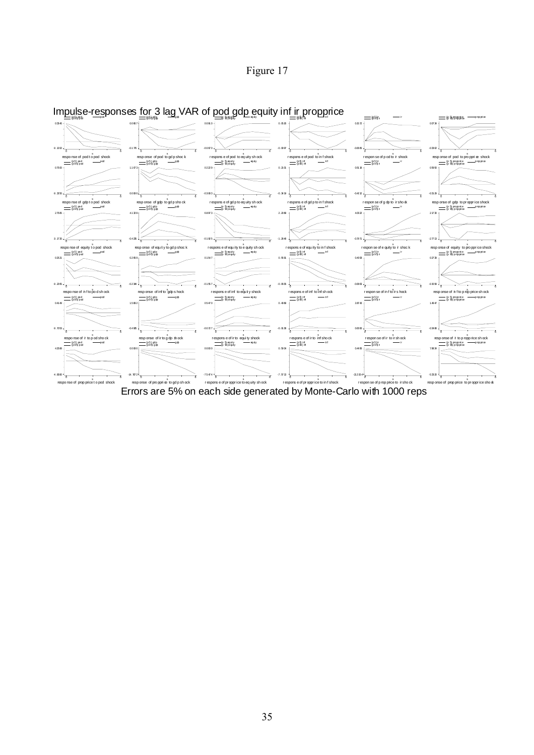Figure 17

Impulse-responses for 3 lag VAR of pod gdp equity inf ir propprice

Errors are 5% on each side generated by Monte-Carlo with 1000 reps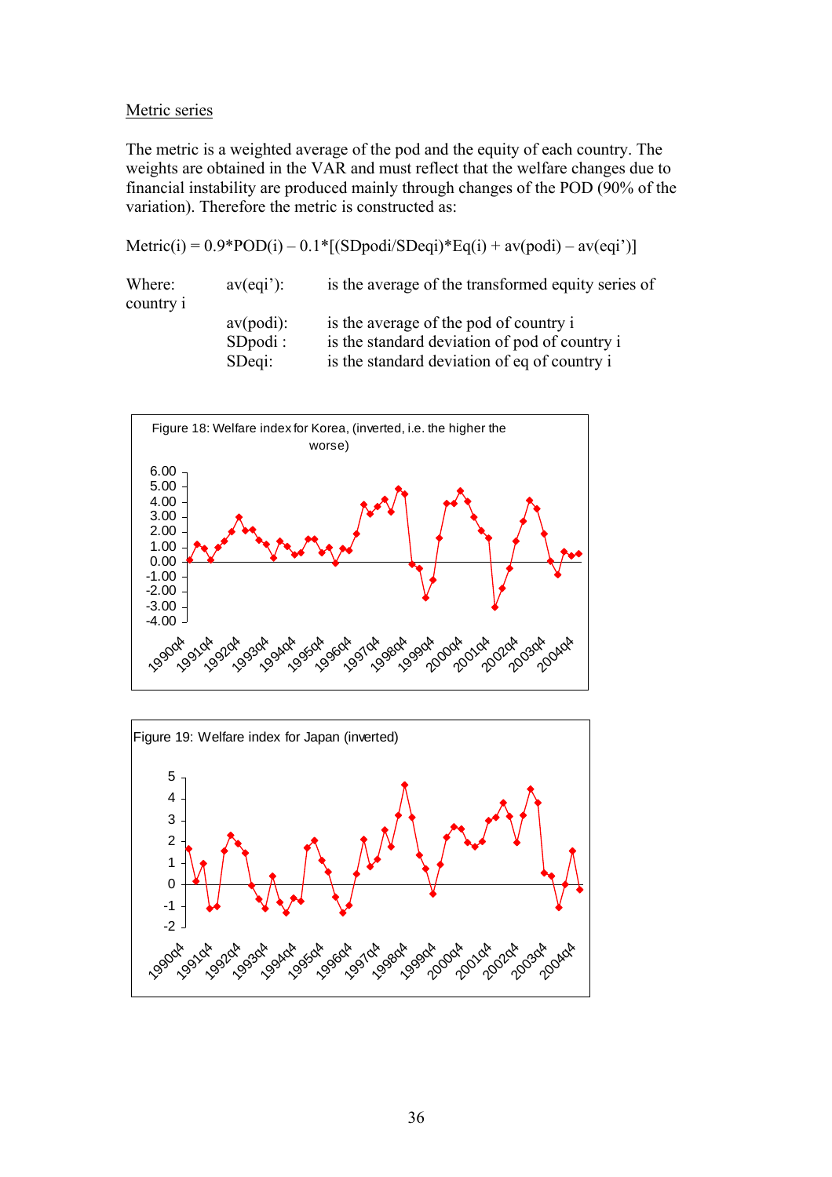Metric series

The metric is a weighted average of the pod and the equity of each country. The weights are obtained in the VAR and must reflect that the welfare changes due to financial instability are produced mainly through changes of the POD (90% of the variation). Therefore the metric is constructed as:

$$Metric(i) = 0.9*POD(i) - 0.1*[(SDpodi/SDeqi)*Eq(i) + av(podi) - av(eqi')]$$

Where:

| | |
|---|---|
| av(eqi'): | is the average of the transformed equity series of country i |
| av(podi): | is the average of the pod of country i |
| SDpodi : | is the standard deviation of pod of country i |
| SDeqi: | is the standard deviation of eq of country i |

Figure 18: Welfare index for Korea, (inverted, i.e. the higher the worse)

Figure 19: Welfare index for Japan (inverted)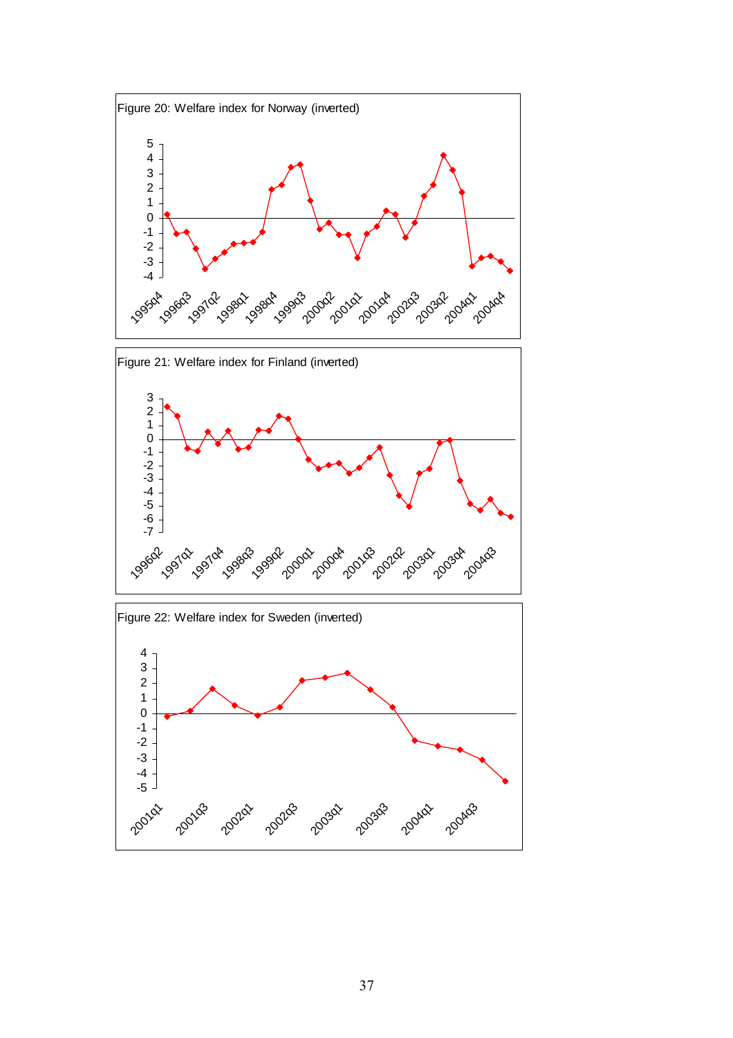Figure 20: Welfare index for Norway (inverted)

Figure 21: Welfare index for Finland (inverted)

Figure 22: Welfare index for Sweden (inverted)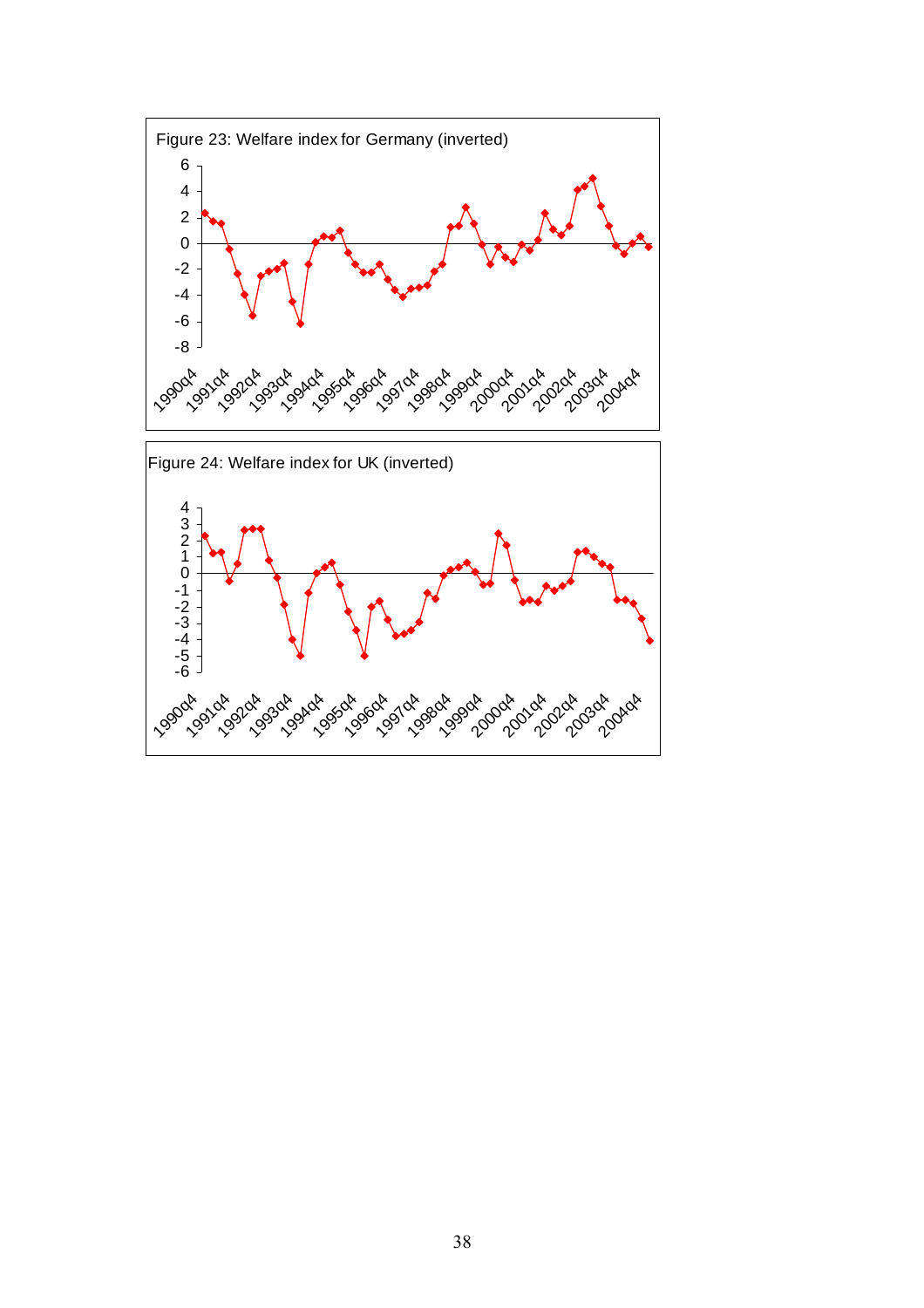Figure 23: Welfare index for Germany (inverted)

6
4
2
0
-2
-4
-6
-8

1990q4 1991q4 1992q4 1993q4 1994q4 1995q4 1996q4 1997q4 1998q4 1999q4 2000q4 2001q4 2002q4 2003q4 2004q4

Figure 24: Welfare index for UK (inverted)

4
3
2
1
0
-1
-2
-3
-4
-5
-6

1990q4 1991q4 1992q4 1993q4 1994q4 1995q4 1996q4 1997q4 1998q4 1999q4 2000q4 2001q4 2002q4 2003q4 2004q4